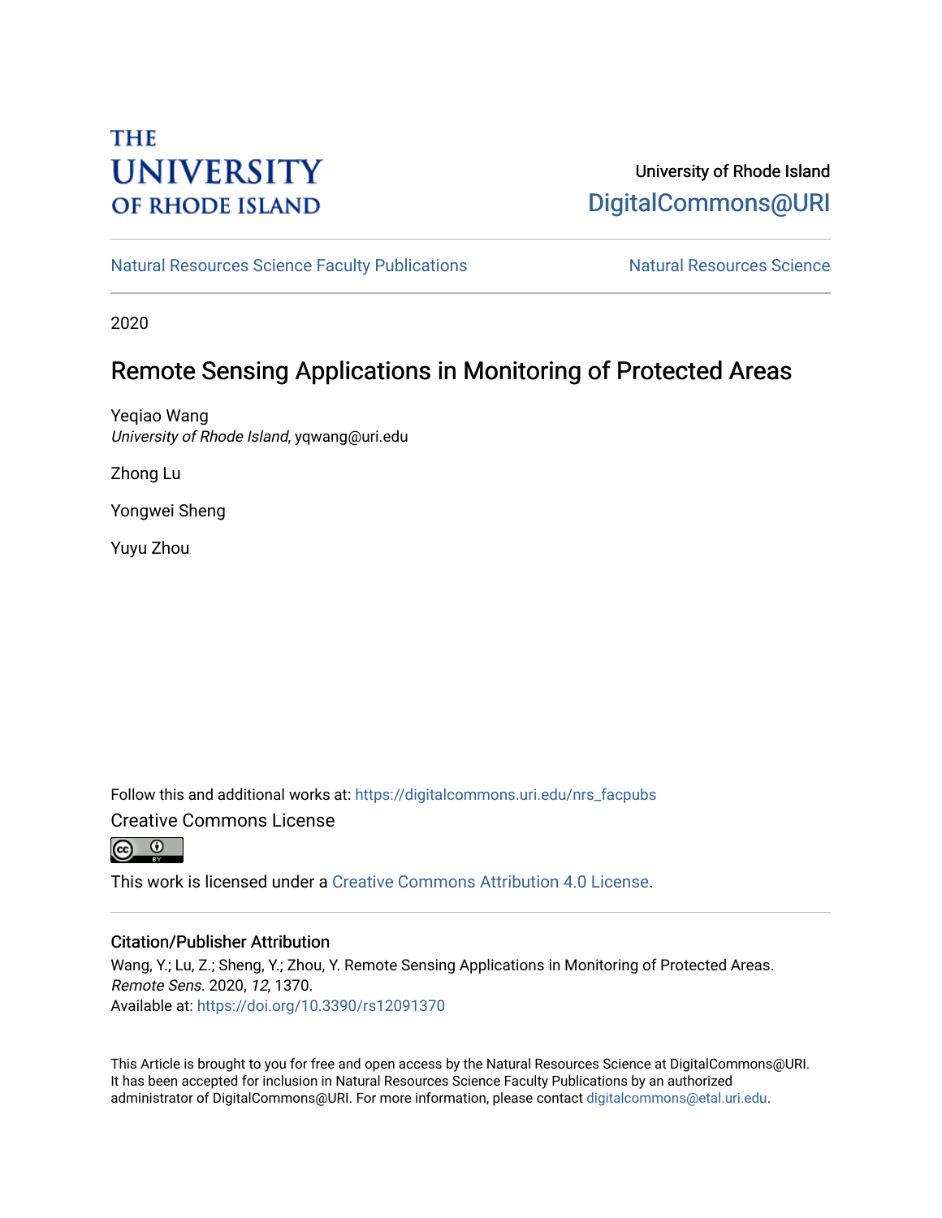THE UNIVERSITY OF RHODE ISLAND

University of Rhode Island
DigitalCommons@URI

Natural Resources Science Faculty Publications | Natural Resources Science

2020

# Remote Sensing Applications in Monitoring of Protected Areas

Yeqiao Wang
*University of Rhode Island*, yqwang@uri.edu

Zhong Lu

Yongwei Sheng

Yuyu Zhou

Follow this and additional works at: https://digitalcommons.uri.edu/nrs_facpubs

Creative Commons License

This work is licensed under a Creative Commons Attribution 4.0 License.

## Citation/Publisher Attribution

Wang, Y.; Lu, Z.; Sheng, Y.; Zhou, Y. Remote Sensing Applications in Monitoring of Protected Areas. *Remote Sens.* 2020, *12*, 1370.
Available at: https://doi.org/10.3390/rs12091370

This Article is brought to you for free and open access by the Natural Resources Science at DigitalCommons@URI. It has been accepted for inclusion in Natural Resources Science Faculty Publications by an authorized administrator of DigitalCommons@URI. For more information, please contact digitalcommons@etal.uri.edu.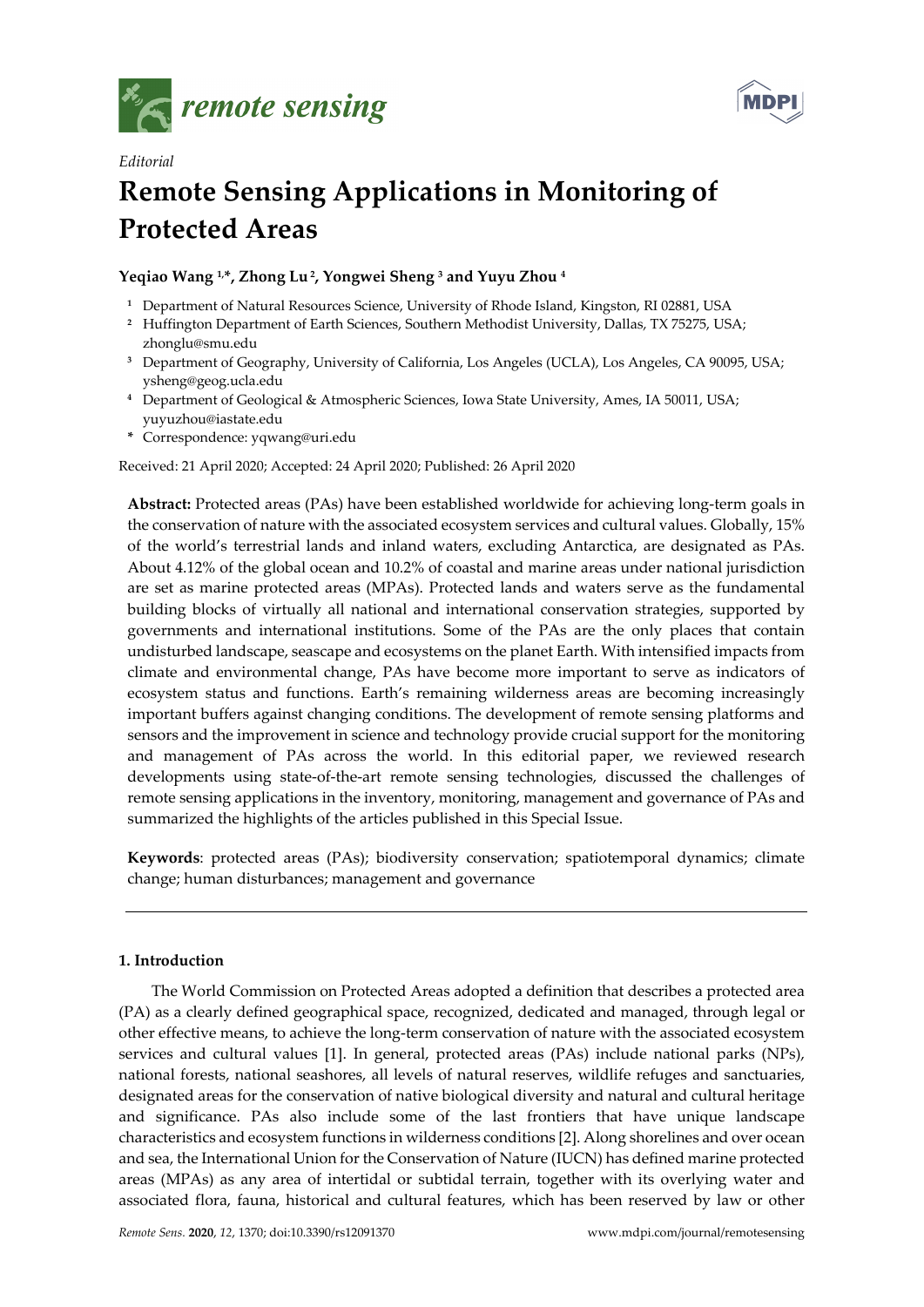*remote sensing*

**MDPI**

*Editorial*

# Remote Sensing Applications in Monitoring of Protected Areas

**Yeqiao Wang [1,*], Zhong Lu [2], Yongwei Sheng [3] and Yuyu Zhou [4]**

[1] Department of Natural Resources Science, University of Rhode Island, Kingston, RI 02881, USA
[2] Huffington Department of Earth Sciences, Southern Methodist University, Dallas, TX 75275, USA; zhonglu@smu.edu
[3] Department of Geography, University of California, Los Angeles (UCLA), Los Angeles, CA 90095, USA; ysheng@geog.ucla.edu
[4] Department of Geological & Atmospheric Sciences, Iowa State University, Ames, IA 50011, USA; yuyuzhou@iastate.edu
[*] Correspondence: yqwang@uri.edu

Received: 21 April 2020; Accepted: 24 April 2020; Published: 26 April 2020

**Abstract:** Protected areas (PAs) have been established worldwide for achieving long-term goals in the conservation of nature with the associated ecosystem services and cultural values. Globally, 15% of the world's terrestrial lands and inland waters, excluding Antarctica, are designated as PAs. About 4.12% of the global ocean and 10.2% of coastal and marine areas under national jurisdiction are set as marine protected areas (MPAs). Protected lands and waters serve as the fundamental building blocks of virtually all national and international conservation strategies, supported by governments and international institutions. Some of the PAs are the only places that contain undisturbed landscape, seascape and ecosystems on the planet Earth. With intensified impacts from climate and environmental change, PAs have become more important to serve as indicators of ecosystem status and functions. Earth's remaining wilderness areas are becoming increasingly important buffers against changing conditions. The development of remote sensing platforms and sensors and the improvement in science and technology provide crucial support for the monitoring and management of PAs across the world. In this editorial paper, we reviewed research developments using state-of-the-art remote sensing technologies, discussed the challenges of remote sensing applications in the inventory, monitoring, management and governance of PAs and summarized the highlights of the articles published in this Special Issue.

**Keywords**: protected areas (PAs); biodiversity conservation; spatiotemporal dynamics; climate change; human disturbances; management and governance

## 1. Introduction

The World Commission on Protected Areas adopted a definition that describes a protected area (PA) as a clearly defined geographical space, recognized, dedicated and managed, through legal or other effective means, to achieve the long-term conservation of nature with the associated ecosystem services and cultural values [1]. In general, protected areas (PAs) include national parks (NPs), national forests, national seashores, all levels of natural reserves, wildlife refuges and sanctuaries, designated areas for the conservation of native biological diversity and natural and cultural heritage and significance. PAs also include some of the last frontiers that have unique landscape characteristics and ecosystem functions in wilderness conditions [2]. Along shorelines and over ocean and sea, the International Union for the Conservation of Nature (IUCN) has defined marine protected areas (MPAs) as any area of intertidal or subtidal terrain, together with its overlying water and associated flora, fauna, historical and cultural features, which has been reserved by law or other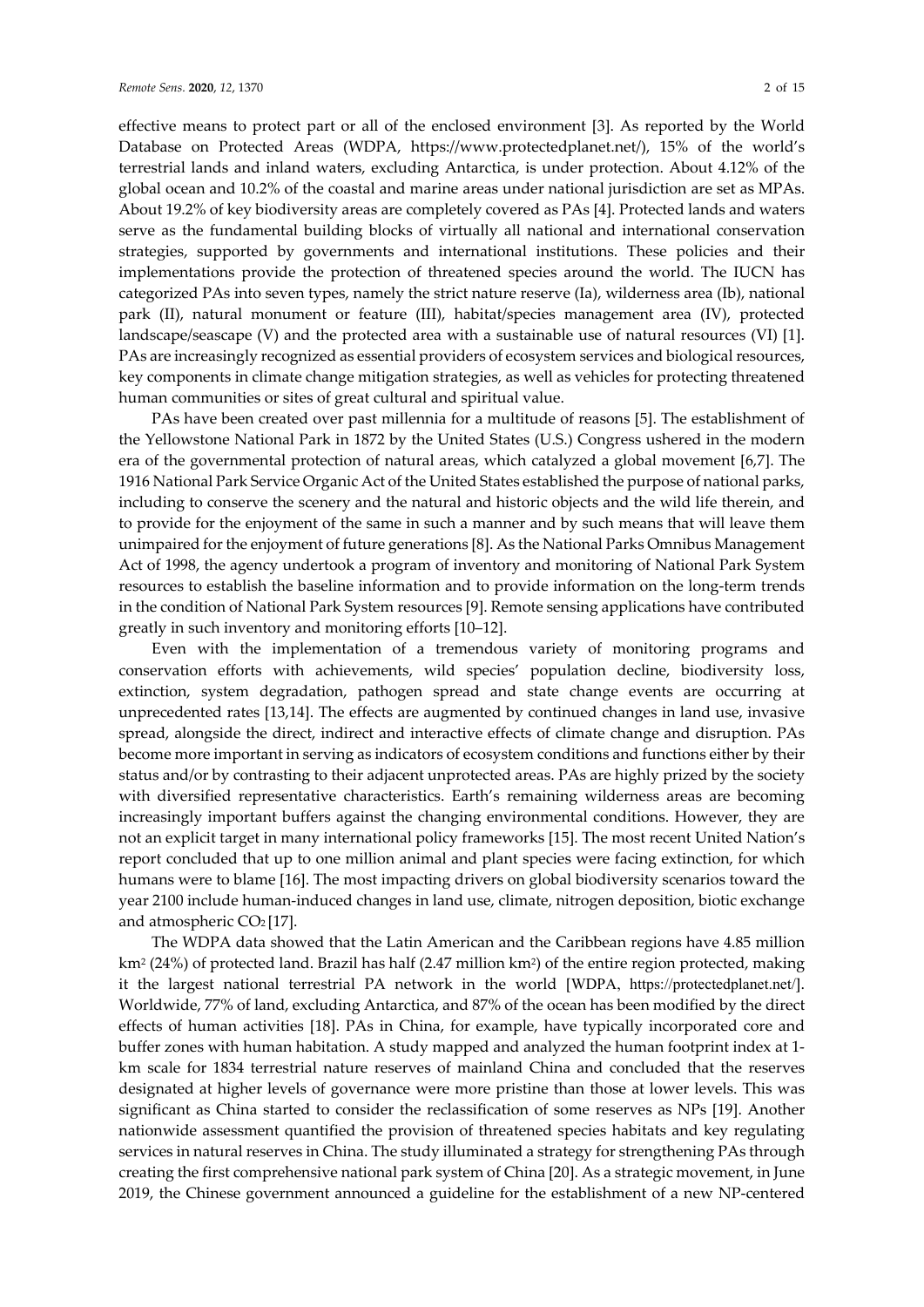effective means to protect part or all of the enclosed environment [3]. As reported by the World Database on Protected Areas (WDPA, https://www.protectedplanet.net/), 15% of the world's terrestrial lands and inland waters, excluding Antarctica, is under protection. About 4.12% of the global ocean and 10.2% of the coastal and marine areas under national jurisdiction are set as MPAs. About 19.2% of key biodiversity areas are completely covered as PAs [4]. Protected lands and waters serve as the fundamental building blocks of virtually all national and international conservation strategies, supported by governments and international institutions. These policies and their implementations provide the protection of threatened species around the world. The IUCN has categorized PAs into seven types, namely the strict nature reserve (Ia), wilderness area (Ib), national park (II), natural monument or feature (III), habitat/species management area (IV), protected landscape/seascape (V) and the protected area with a sustainable use of natural resources (VI) [1]. PAs are increasingly recognized as essential providers of ecosystem services and biological resources, key components in climate change mitigation strategies, as well as vehicles for protecting threatened human communities or sites of great cultural and spiritual value.

PAs have been created over past millennia for a multitude of reasons [5]. The establishment of the Yellowstone National Park in 1872 by the United States (U.S.) Congress ushered in the modern era of the governmental protection of natural areas, which catalyzed a global movement [6,7]. The 1916 National Park Service Organic Act of the United States established the purpose of national parks, including to conserve the scenery and the natural and historic objects and the wild life therein, and to provide for the enjoyment of the same in such a manner and by such means that will leave them unimpaired for the enjoyment of future generations [8]. As the National Parks Omnibus Management Act of 1998, the agency undertook a program of inventory and monitoring of National Park System resources to establish the baseline information and to provide information on the long-term trends in the condition of National Park System resources [9]. Remote sensing applications have contributed greatly in such inventory and monitoring efforts [10–12].

Even with the implementation of a tremendous variety of monitoring programs and conservation efforts with achievements, wild species' population decline, biodiversity loss, extinction, system degradation, pathogen spread and state change events are occurring at unprecedented rates [13,14]. The effects are augmented by continued changes in land use, invasive spread, alongside the direct, indirect and interactive effects of climate change and disruption. PAs become more important in serving as indicators of ecosystem conditions and functions either by their status and/or by contrasting to their adjacent unprotected areas. PAs are highly prized by the society with diversified representative characteristics. Earth's remaining wilderness areas are becoming increasingly important buffers against the changing environmental conditions. However, they are not an explicit target in many international policy frameworks [15]. The most recent United Nation's report concluded that up to one million animal and plant species were facing extinction, for which humans were to blame [16]. The most impacting drivers on global biodiversity scenarios toward the year 2100 include human-induced changes in land use, climate, nitrogen deposition, biotic exchange and atmospheric $CO_2$ [17].

The WDPA data showed that the Latin American and the Caribbean regions have 4.85 million $km^2$ (24%) of protected land. Brazil has half (2.47 million $km^2$) of the entire region protected, making it the largest national terrestrial PA network in the world [WDPA, https://protectedplanet.net/]. Worldwide, 77% of land, excluding Antarctica, and 87% of the ocean has been modified by the direct effects of human activities [18]. PAs in China, for example, have typically incorporated core and buffer zones with human habitation. A study mapped and analyzed the human footprint index at 1-km scale for 1834 terrestrial nature reserves of mainland China and concluded that the reserves designated at higher levels of governance were more pristine than those at lower levels. This was significant as China started to consider the reclassification of some reserves as NPs [19]. Another nationwide assessment quantified the provision of threatened species habitats and key regulating services in natural reserves in China. The study illuminated a strategy for strengthening PAs through creating the first comprehensive national park system of China [20]. As a strategic movement, in June 2019, the Chinese government announced a guideline for the establishment of a new NP-centered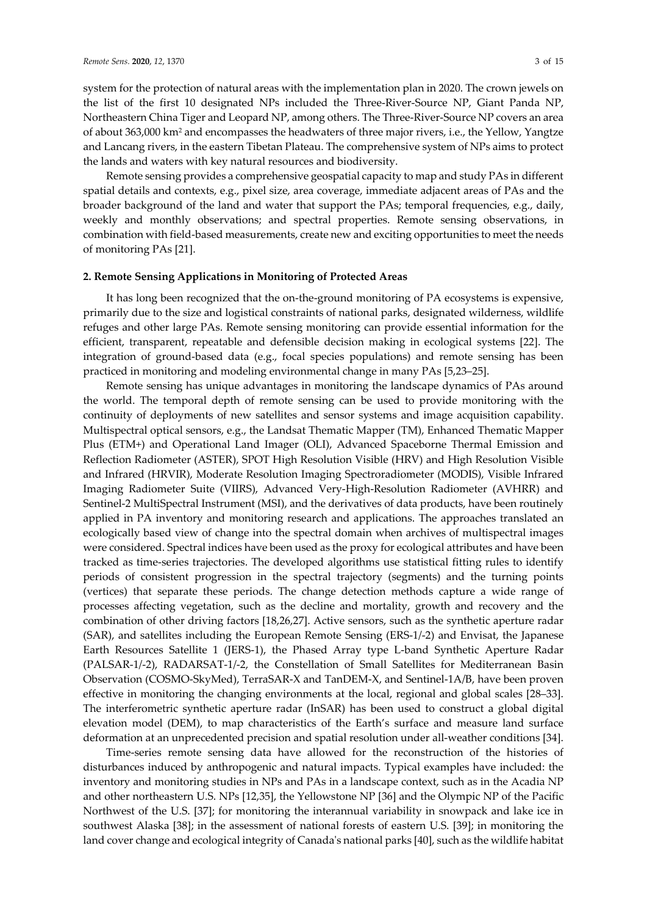system for the protection of natural areas with the implementation plan in 2020. The crown jewels on the list of the first 10 designated NPs included the Three-River-Source NP, Giant Panda NP, Northeastern China Tiger and Leopard NP, among others. The Three-River-Source NP covers an area of about 363,000 km$^2$ and encompasses the headwaters of three major rivers, i.e., the Yellow, Yangtze and Lancang rivers, in the eastern Tibetan Plateau. The comprehensive system of NPs aims to protect the lands and waters with key natural resources and biodiversity.

Remote sensing provides a comprehensive geospatial capacity to map and study PAs in different spatial details and contexts, e.g., pixel size, area coverage, immediate adjacent areas of PAs and the broader background of the land and water that support the PAs; temporal frequencies, e.g., daily, weekly and monthly observations; and spectral properties. Remote sensing observations, in combination with field-based measurements, create new and exciting opportunities to meet the needs of monitoring PAs [21].

## 2. Remote Sensing Applications in Monitoring of Protected Areas

It has long been recognized that the on-the-ground monitoring of PA ecosystems is expensive, primarily due to the size and logistical constraints of national parks, designated wilderness, wildlife refuges and other large PAs. Remote sensing monitoring can provide essential information for the efficient, transparent, repeatable and defensible decision making in ecological systems [22]. The integration of ground-based data (e.g., focal species populations) and remote sensing has been practiced in monitoring and modeling environmental change in many PAs [5,23–25].

Remote sensing has unique advantages in monitoring the landscape dynamics of PAs around the world. The temporal depth of remote sensing can be used to provide monitoring with the continuity of deployments of new satellites and sensor systems and image acquisition capability. Multispectral optical sensors, e.g., the Landsat Thematic Mapper (TM), Enhanced Thematic Mapper Plus (ETM+) and Operational Land Imager (OLI), Advanced Spaceborne Thermal Emission and Reflection Radiometer (ASTER), SPOT High Resolution Visible (HRV) and High Resolution Visible and Infrared (HRVIR), Moderate Resolution Imaging Spectroradiometer (MODIS), Visible Infrared Imaging Radiometer Suite (VIIRS), Advanced Very-High-Resolution Radiometer (AVHRR) and Sentinel-2 MultiSpectral Instrument (MSI), and the derivatives of data products, have been routinely applied in PA inventory and monitoring research and applications. The approaches translated an ecologically based view of change into the spectral domain when archives of multispectral images were considered. Spectral indices have been used as the proxy for ecological attributes and have been tracked as time-series trajectories. The developed algorithms use statistical fitting rules to identify periods of consistent progression in the spectral trajectory (segments) and the turning points (vertices) that separate these periods. The change detection methods capture a wide range of processes affecting vegetation, such as the decline and mortality, growth and recovery and the combination of other driving factors [18,26,27]. Active sensors, such as the synthetic aperture radar (SAR), and satellites including the European Remote Sensing (ERS-1/-2) and Envisat, the Japanese Earth Resources Satellite 1 (JERS-1), the Phased Array type L-band Synthetic Aperture Radar (PALSAR-1/-2), RADARSAT-1/-2, the Constellation of Small Satellites for Mediterranean Basin Observation (COSMO-SkyMed), TerraSAR-X and TanDEM-X, and Sentinel-1A/B, have been proven effective in monitoring the changing environments at the local, regional and global scales [28–33]. The interferometric synthetic aperture radar (InSAR) has been used to construct a global digital elevation model (DEM), to map characteristics of the Earth's surface and measure land surface deformation at an unprecedented precision and spatial resolution under all-weather conditions [34].

Time-series remote sensing data have allowed for the reconstruction of the histories of disturbances induced by anthropogenic and natural impacts. Typical examples have included: the inventory and monitoring studies in NPs and PAs in a landscape context, such as in the Acadia NP and other northeastern U.S. NPs [12,35], the Yellowstone NP [36] and the Olympic NP of the Pacific Northwest of the U.S. [37]; for monitoring the interannual variability in snowpack and lake ice in southwest Alaska [38]; in the assessment of national forests of eastern U.S. [39]; in monitoring the land cover change and ecological integrity of Canada's national parks [40], such as the wildlife habitat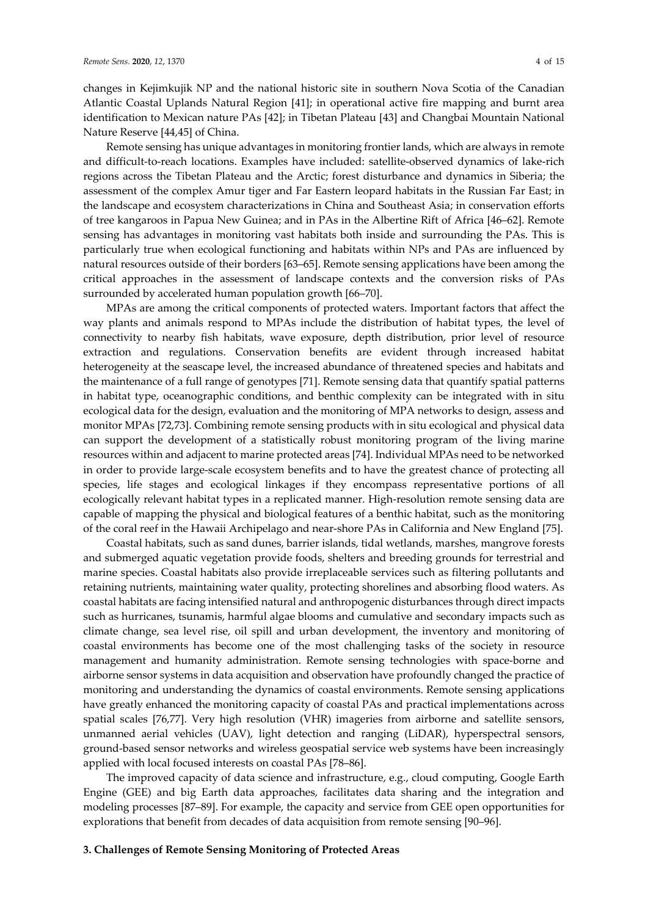changes in Kejimkujik NP and the national historic site in southern Nova Scotia of the Canadian Atlantic Coastal Uplands Natural Region [41]; in operational active fire mapping and burnt area identification to Mexican nature PAs [42]; in Tibetan Plateau [43] and Changbai Mountain National Nature Reserve [44,45] of China.

Remote sensing has unique advantages in monitoring frontier lands, which are always in remote and difficult-to-reach locations. Examples have included: satellite-observed dynamics of lake-rich regions across the Tibetan Plateau and the Arctic; forest disturbance and dynamics in Siberia; the assessment of the complex Amur tiger and Far Eastern leopard habitats in the Russian Far East; in the landscape and ecosystem characterizations in China and Southeast Asia; in conservation efforts of tree kangaroos in Papua New Guinea; and in PAs in the Albertine Rift of Africa [46–62]. Remote sensing has advantages in monitoring vast habitats both inside and surrounding the PAs. This is particularly true when ecological functioning and habitats within NPs and PAs are influenced by natural resources outside of their borders [63–65]. Remote sensing applications have been among the critical approaches in the assessment of landscape contexts and the conversion risks of PAs surrounded by accelerated human population growth [66–70].

MPAs are among the critical components of protected waters. Important factors that affect the way plants and animals respond to MPAs include the distribution of habitat types, the level of connectivity to nearby fish habitats, wave exposure, depth distribution, prior level of resource extraction and regulations. Conservation benefits are evident through increased habitat heterogeneity at the seascape level, the increased abundance of threatened species and habitats and the maintenance of a full range of genotypes [71]. Remote sensing data that quantify spatial patterns in habitat type, oceanographic conditions, and benthic complexity can be integrated with in situ ecological data for the design, evaluation and the monitoring of MPA networks to design, assess and monitor MPAs [72,73]. Combining remote sensing products with in situ ecological and physical data can support the development of a statistically robust monitoring program of the living marine resources within and adjacent to marine protected areas [74]. Individual MPAs need to be networked in order to provide large-scale ecosystem benefits and to have the greatest chance of protecting all species, life stages and ecological linkages if they encompass representative portions of all ecologically relevant habitat types in a replicated manner. High-resolution remote sensing data are capable of mapping the physical and biological features of a benthic habitat, such as the monitoring of the coral reef in the Hawaii Archipelago and near-shore PAs in California and New England [75].

Coastal habitats, such as sand dunes, barrier islands, tidal wetlands, marshes, mangrove forests and submerged aquatic vegetation provide foods, shelters and breeding grounds for terrestrial and marine species. Coastal habitats also provide irreplaceable services such as filtering pollutants and retaining nutrients, maintaining water quality, protecting shorelines and absorbing flood waters. As coastal habitats are facing intensified natural and anthropogenic disturbances through direct impacts such as hurricanes, tsunamis, harmful algae blooms and cumulative and secondary impacts such as climate change, sea level rise, oil spill and urban development, the inventory and monitoring of coastal environments has become one of the most challenging tasks of the society in resource management and humanity administration. Remote sensing technologies with space-borne and airborne sensor systems in data acquisition and observation have profoundly changed the practice of monitoring and understanding the dynamics of coastal environments. Remote sensing applications have greatly enhanced the monitoring capacity of coastal PAs and practical implementations across spatial scales [76,77]. Very high resolution (VHR) imageries from airborne and satellite sensors, unmanned aerial vehicles (UAV), light detection and ranging (LiDAR), hyperspectral sensors, ground-based sensor networks and wireless geospatial service web systems have been increasingly applied with local focused interests on coastal PAs [78–86].

The improved capacity of data science and infrastructure, e.g., cloud computing, Google Earth Engine (GEE) and big Earth data approaches, facilitates data sharing and the integration and modeling processes [87–89]. For example, the capacity and service from GEE open opportunities for explorations that benefit from decades of data acquisition from remote sensing [90–96].

## 3. Challenges of Remote Sensing Monitoring of Protected Areas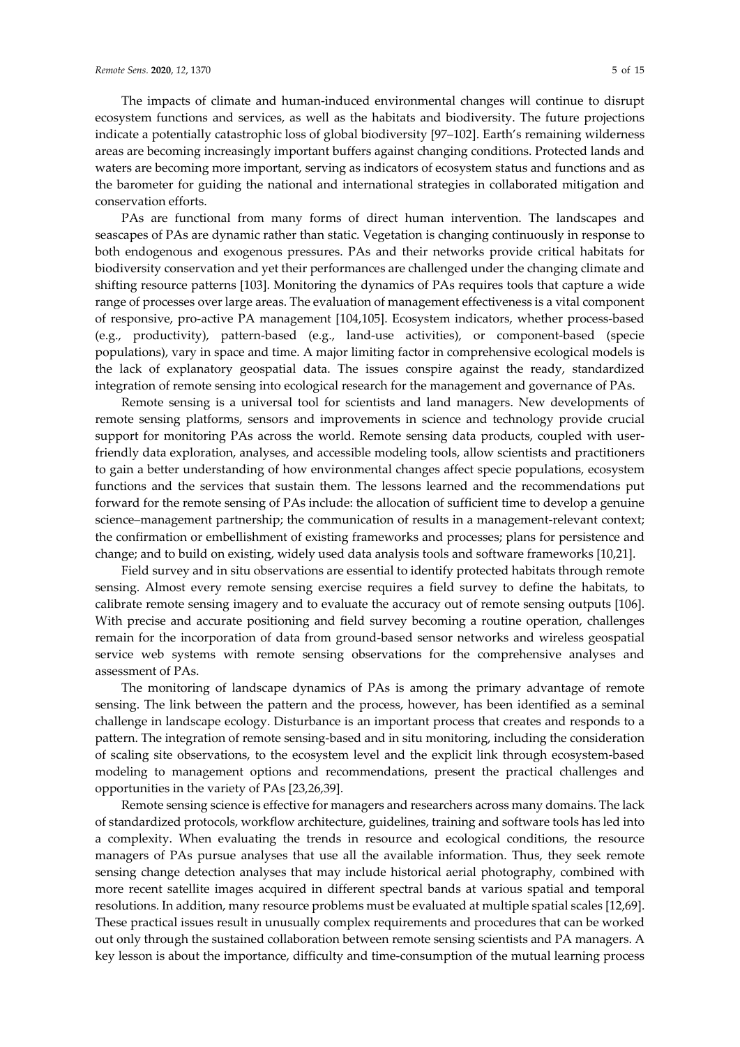The impacts of climate and human-induced environmental changes will continue to disrupt ecosystem functions and services, as well as the habitats and biodiversity. The future projections indicate a potentially catastrophic loss of global biodiversity [97–102]. Earth's remaining wilderness areas are becoming increasingly important buffers against changing conditions. Protected lands and waters are becoming more important, serving as indicators of ecosystem status and functions and as the barometer for guiding the national and international strategies in collaborated mitigation and conservation efforts.

PAs are functional from many forms of direct human intervention. The landscapes and seascapes of PAs are dynamic rather than static. Vegetation is changing continuously in response to both endogenous and exogenous pressures. PAs and their networks provide critical habitats for biodiversity conservation and yet their performances are challenged under the changing climate and shifting resource patterns [103]. Monitoring the dynamics of PAs requires tools that capture a wide range of processes over large areas. The evaluation of management effectiveness is a vital component of responsive, pro-active PA management [104,105]. Ecosystem indicators, whether process-based (e.g., productivity), pattern-based (e.g., land-use activities), or component-based (specie populations), vary in space and time. A major limiting factor in comprehensive ecological models is the lack of explanatory geospatial data. The issues conspire against the ready, standardized integration of remote sensing into ecological research for the management and governance of PAs.

Remote sensing is a universal tool for scientists and land managers. New developments of remote sensing platforms, sensors and improvements in science and technology provide crucial support for monitoring PAs across the world. Remote sensing data products, coupled with user-friendly data exploration, analyses, and accessible modeling tools, allow scientists and practitioners to gain a better understanding of how environmental changes affect specie populations, ecosystem functions and the services that sustain them. The lessons learned and the recommendations put forward for the remote sensing of PAs include: the allocation of sufficient time to develop a genuine science–management partnership; the communication of results in a management-relevant context; the confirmation or embellishment of existing frameworks and processes; plans for persistence and change; and to build on existing, widely used data analysis tools and software frameworks [10,21].

Field survey and in situ observations are essential to identify protected habitats through remote sensing. Almost every remote sensing exercise requires a field survey to define the habitats, to calibrate remote sensing imagery and to evaluate the accuracy out of remote sensing outputs [106]. With precise and accurate positioning and field survey becoming a routine operation, challenges remain for the incorporation of data from ground-based sensor networks and wireless geospatial service web systems with remote sensing observations for the comprehensive analyses and assessment of PAs.

The monitoring of landscape dynamics of PAs is among the primary advantage of remote sensing. The link between the pattern and the process, however, has been identified as a seminal challenge in landscape ecology. Disturbance is an important process that creates and responds to a pattern. The integration of remote sensing-based and in situ monitoring, including the consideration of scaling site observations, to the ecosystem level and the explicit link through ecosystem-based modeling to management options and recommendations, present the practical challenges and opportunities in the variety of PAs [23,26,39].

Remote sensing science is effective for managers and researchers across many domains. The lack of standardized protocols, workflow architecture, guidelines, training and software tools has led into a complexity. When evaluating the trends in resource and ecological conditions, the resource managers of PAs pursue analyses that use all the available information. Thus, they seek remote sensing change detection analyses that may include historical aerial photography, combined with more recent satellite images acquired in different spectral bands at various spatial and temporal resolutions. In addition, many resource problems must be evaluated at multiple spatial scales [12,69]. These practical issues result in unusually complex requirements and procedures that can be worked out only through the sustained collaboration between remote sensing scientists and PA managers. A key lesson is about the importance, difficulty and time-consumption of the mutual learning process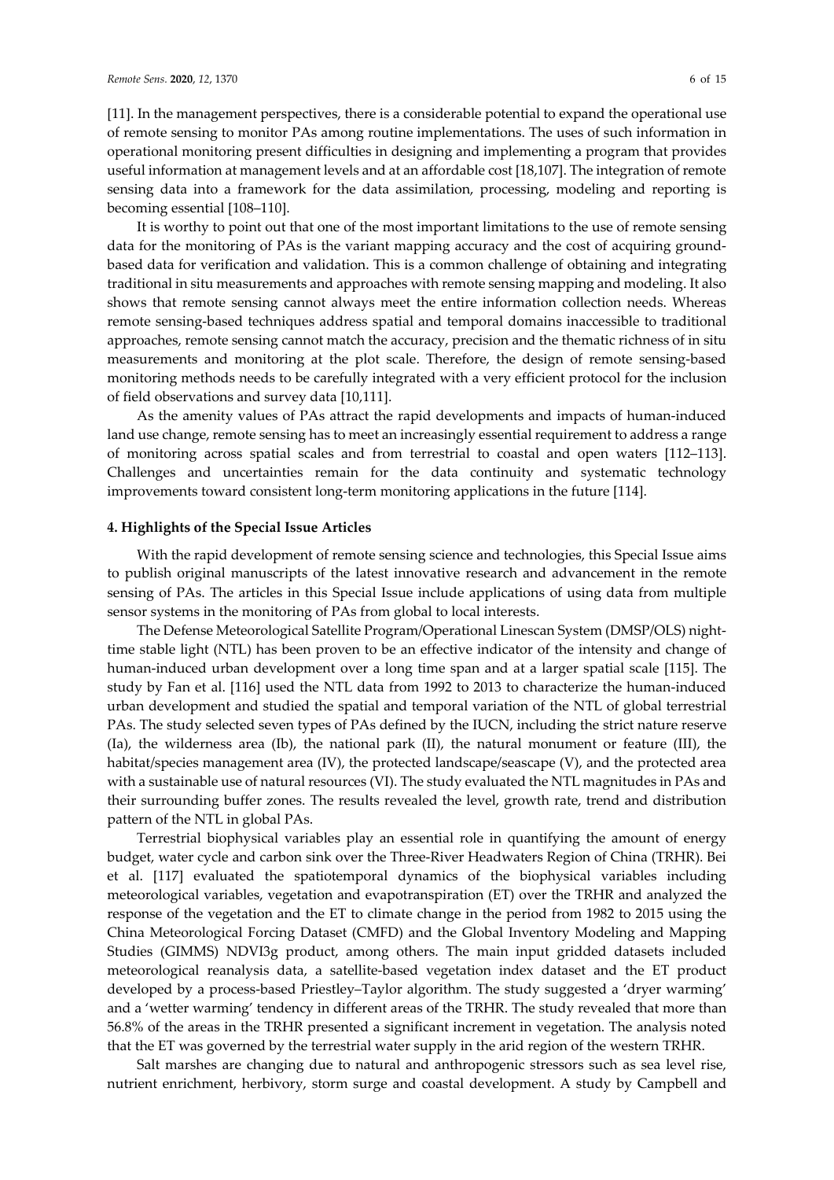[11]. In the management perspectives, there is a considerable potential to expand the operational use of remote sensing to monitor PAs among routine implementations. The uses of such information in operational monitoring present difficulties in designing and implementing a program that provides useful information at management levels and at an affordable cost [18,107]. The integration of remote sensing data into a framework for the data assimilation, processing, modeling and reporting is becoming essential [108–110].

It is worthy to point out that one of the most important limitations to the use of remote sensing data for the monitoring of PAs is the variant mapping accuracy and the cost of acquiring ground-based data for verification and validation. This is a common challenge of obtaining and integrating traditional in situ measurements and approaches with remote sensing mapping and modeling. It also shows that remote sensing cannot always meet the entire information collection needs. Whereas remote sensing-based techniques address spatial and temporal domains inaccessible to traditional approaches, remote sensing cannot match the accuracy, precision and the thematic richness of in situ measurements and monitoring at the plot scale. Therefore, the design of remote sensing-based monitoring methods needs to be carefully integrated with a very efficient protocol for the inclusion of field observations and survey data [10,111].

As the amenity values of PAs attract the rapid developments and impacts of human-induced land use change, remote sensing has to meet an increasingly essential requirement to address a range of monitoring across spatial scales and from terrestrial to coastal and open waters [112–113]. Challenges and uncertainties remain for the data continuity and systematic technology improvements toward consistent long-term monitoring applications in the future [114].

## 4. Highlights of the Special Issue Articles

With the rapid development of remote sensing science and technologies, this Special Issue aims to publish original manuscripts of the latest innovative research and advancement in the remote sensing of PAs. The articles in this Special Issue include applications of using data from multiple sensor systems in the monitoring of PAs from global to local interests.

The Defense Meteorological Satellite Program/Operational Linescan System (DMSP/OLS) night-time stable light (NTL) has been proven to be an effective indicator of the intensity and change of human-induced urban development over a long time span and at a larger spatial scale [115]. The study by Fan et al. [116] used the NTL data from 1992 to 2013 to characterize the human-induced urban development and studied the spatial and temporal variation of the NTL of global terrestrial PAs. The study selected seven types of PAs defined by the IUCN, including the strict nature reserve (Ia), the wilderness area (Ib), the national park (II), the natural monument or feature (III), the habitat/species management area (IV), the protected landscape/seascape (V), and the protected area with a sustainable use of natural resources (VI). The study evaluated the NTL magnitudes in PAs and their surrounding buffer zones. The results revealed the level, growth rate, trend and distribution pattern of the NTL in global PAs.

Terrestrial biophysical variables play an essential role in quantifying the amount of energy budget, water cycle and carbon sink over the Three-River Headwaters Region of China (TRHR). Bei et al. [117] evaluated the spatiotemporal dynamics of the biophysical variables including meteorological variables, vegetation and evapotranspiration (ET) over the TRHR and analyzed the response of the vegetation and the ET to climate change in the period from 1982 to 2015 using the China Meteorological Forcing Dataset (CMFD) and the Global Inventory Modeling and Mapping Studies (GIMMS) NDVI3g product, among others. The main input gridded datasets included meteorological reanalysis data, a satellite-based vegetation index dataset and the ET product developed by a process-based Priestley–Taylor algorithm. The study suggested a 'dryer warming' and a 'wetter warming' tendency in different areas of the TRHR. The study revealed that more than 56.8% of the areas in the TRHR presented a significant increment in vegetation. The analysis noted that the ET was governed by the terrestrial water supply in the arid region of the western TRHR.

Salt marshes are changing due to natural and anthropogenic stressors such as sea level rise, nutrient enrichment, herbivory, storm surge and coastal development. A study by Campbell and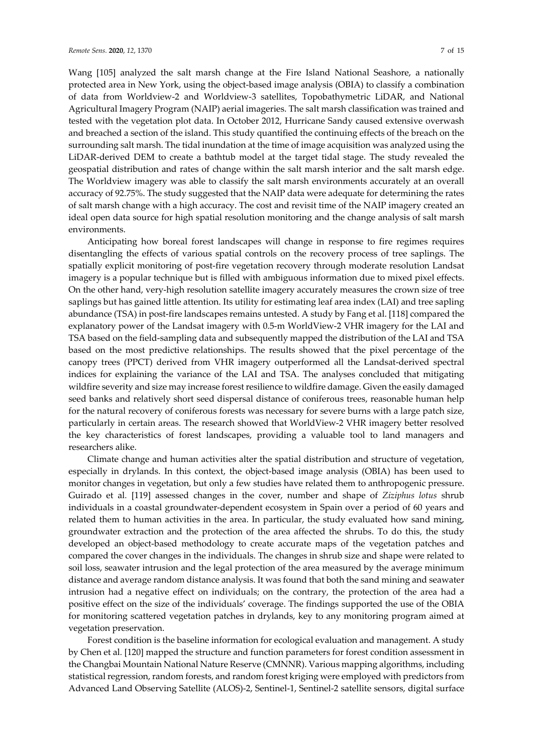Wang [105] analyzed the salt marsh change at the Fire Island National Seashore, a nationally protected area in New York, using the object-based image analysis (OBIA) to classify a combination of data from Worldview-2 and Worldview-3 satellites, Topobathymetric LiDAR, and National Agricultural Imagery Program (NAIP) aerial imageries. The salt marsh classification was trained and tested with the vegetation plot data. In October 2012, Hurricane Sandy caused extensive overwash and breached a section of the island. This study quantified the continuing effects of the breach on the surrounding salt marsh. The tidal inundation at the time of image acquisition was analyzed using the LiDAR-derived DEM to create a bathtub model at the target tidal stage. The study revealed the geospatial distribution and rates of change within the salt marsh interior and the salt marsh edge. The Worldview imagery was able to classify the salt marsh environments accurately at an overall accuracy of 92.75%. The study suggested that the NAIP data were adequate for determining the rates of salt marsh change with a high accuracy. The cost and revisit time of the NAIP imagery created an ideal open data source for high spatial resolution monitoring and the change analysis of salt marsh environments.

Anticipating how boreal forest landscapes will change in response to fire regimes requires disentangling the effects of various spatial controls on the recovery process of tree saplings. The spatially explicit monitoring of post-fire vegetation recovery through moderate resolution Landsat imagery is a popular technique but is filled with ambiguous information due to mixed pixel effects. On the other hand, very-high resolution satellite imagery accurately measures the crown size of tree saplings but has gained little attention. Its utility for estimating leaf area index (LAI) and tree sapling abundance (TSA) in post-fire landscapes remains untested. A study by Fang et al. [118] compared the explanatory power of the Landsat imagery with 0.5-m WorldView-2 VHR imagery for the LAI and TSA based on the field-sampling data and subsequently mapped the distribution of the LAI and TSA based on the most predictive relationships. The results showed that the pixel percentage of the canopy trees (PPCT) derived from VHR imagery outperformed all the Landsat-derived spectral indices for explaining the variance of the LAI and TSA. The analyses concluded that mitigating wildfire severity and size may increase forest resilience to wildfire damage. Given the easily damaged seed banks and relatively short seed dispersal distance of coniferous trees, reasonable human help for the natural recovery of coniferous forests was necessary for severe burns with a large patch size, particularly in certain areas. The research showed that WorldView-2 VHR imagery better resolved the key characteristics of forest landscapes, providing a valuable tool to land managers and researchers alike.

Climate change and human activities alter the spatial distribution and structure of vegetation, especially in drylands. In this context, the object-based image analysis (OBIA) has been used to monitor changes in vegetation, but only a few studies have related them to anthropogenic pressure. Guirado et al. [119] assessed changes in the cover, number and shape of *Ziziphus lotus* shrub individuals in a coastal groundwater-dependent ecosystem in Spain over a period of 60 years and related them to human activities in the area. In particular, the study evaluated how sand mining, groundwater extraction and the protection of the area affected the shrubs. To do this, the study developed an object-based methodology to create accurate maps of the vegetation patches and compared the cover changes in the individuals. The changes in shrub size and shape were related to soil loss, seawater intrusion and the legal protection of the area measured by the average minimum distance and average random distance analysis. It was found that both the sand mining and seawater intrusion had a negative effect on individuals; on the contrary, the protection of the area had a positive effect on the size of the individuals' coverage. The findings supported the use of the OBIA for monitoring scattered vegetation patches in drylands, key to any monitoring program aimed at vegetation preservation.

Forest condition is the baseline information for ecological evaluation and management. A study by Chen et al. [120] mapped the structure and function parameters for forest condition assessment in the Changbai Mountain National Nature Reserve (CMNNR). Various mapping algorithms, including statistical regression, random forests, and random forest kriging were employed with predictors from Advanced Land Observing Satellite (ALOS)-2, Sentinel-1, Sentinel-2 satellite sensors, digital surface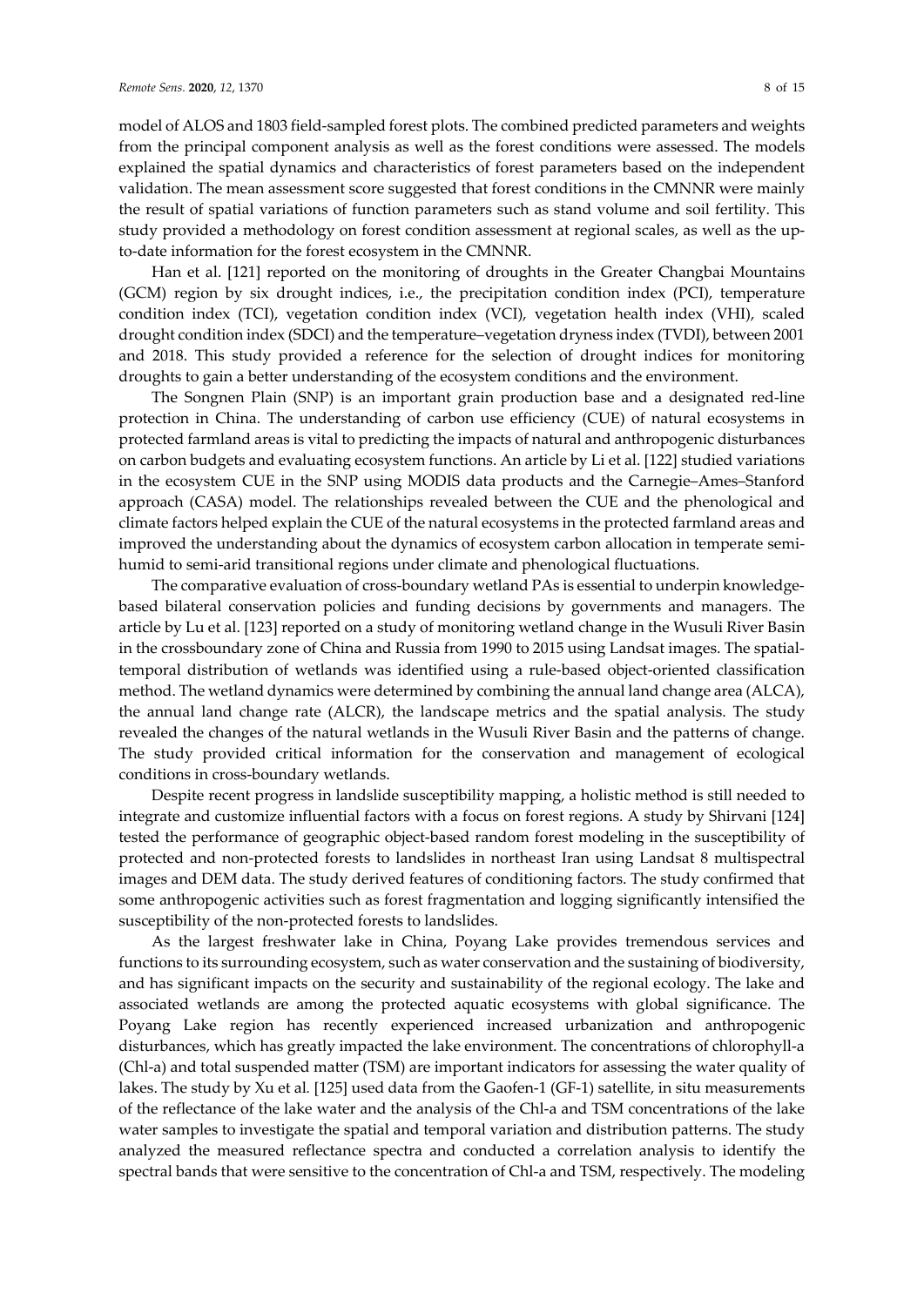model of ALOS and 1803 field-sampled forest plots. The combined predicted parameters and weights from the principal component analysis as well as the forest conditions were assessed. The models explained the spatial dynamics and characteristics of forest parameters based on the independent validation. The mean assessment score suggested that forest conditions in the CMNNR were mainly the result of spatial variations of function parameters such as stand volume and soil fertility. This study provided a methodology on forest condition assessment at regional scales, as well as the up-to-date information for the forest ecosystem in the CMNNR.

Han et al. [121] reported on the monitoring of droughts in the Greater Changbai Mountains (GCM) region by six drought indices, i.e., the precipitation condition index (PCI), temperature condition index (TCI), vegetation condition index (VCI), vegetation health index (VHI), scaled drought condition index (SDCI) and the temperature–vegetation dryness index (TVDI), between 2001 and 2018. This study provided a reference for the selection of drought indices for monitoring droughts to gain a better understanding of the ecosystem conditions and the environment.

The Songnen Plain (SNP) is an important grain production base and a designated red-line protection in China. The understanding of carbon use efficiency (CUE) of natural ecosystems in protected farmland areas is vital to predicting the impacts of natural and anthropogenic disturbances on carbon budgets and evaluating ecosystem functions. An article by Li et al. [122] studied variations in the ecosystem CUE in the SNP using MODIS data products and the Carnegie–Ames–Stanford approach (CASA) model. The relationships revealed between the CUE and the phenological and climate factors helped explain the CUE of the natural ecosystems in the protected farmland areas and improved the understanding about the dynamics of ecosystem carbon allocation in temperate semi-humid to semi-arid transitional regions under climate and phenological fluctuations.

The comparative evaluation of cross-boundary wetland PAs is essential to underpin knowledge-based bilateral conservation policies and funding decisions by governments and managers. The article by Lu et al. [123] reported on a study of monitoring wetland change in the Wusuli River Basin in the crossboundary zone of China and Russia from 1990 to 2015 using Landsat images. The spatial-temporal distribution of wetlands was identified using a rule-based object-oriented classification method. The wetland dynamics were determined by combining the annual land change area (ALCA), the annual land change rate (ALCR), the landscape metrics and the spatial analysis. The study revealed the changes of the natural wetlands in the Wusuli River Basin and the patterns of change. The study provided critical information for the conservation and management of ecological conditions in cross-boundary wetlands.

Despite recent progress in landslide susceptibility mapping, a holistic method is still needed to integrate and customize influential factors with a focus on forest regions. A study by Shirvani [124] tested the performance of geographic object-based random forest modeling in the susceptibility of protected and non-protected forests to landslides in northeast Iran using Landsat 8 multispectral images and DEM data. The study derived features of conditioning factors. The study confirmed that some anthropogenic activities such as forest fragmentation and logging significantly intensified the susceptibility of the non-protected forests to landslides.

As the largest freshwater lake in China, Poyang Lake provides tremendous services and functions to its surrounding ecosystem, such as water conservation and the sustaining of biodiversity, and has significant impacts on the security and sustainability of the regional ecology. The lake and associated wetlands are among the protected aquatic ecosystems with global significance. The Poyang Lake region has recently experienced increased urbanization and anthropogenic disturbances, which has greatly impacted the lake environment. The concentrations of chlorophyll-a (Chl-a) and total suspended matter (TSM) are important indicators for assessing the water quality of lakes. The study by Xu et al. [125] used data from the Gaofen-1 (GF-1) satellite, in situ measurements of the reflectance of the lake water and the analysis of the Chl-a and TSM concentrations of the lake water samples to investigate the spatial and temporal variation and distribution patterns. The study analyzed the measured reflectance spectra and conducted a correlation analysis to identify the spectral bands that were sensitive to the concentration of Chl-a and TSM, respectively. The modeling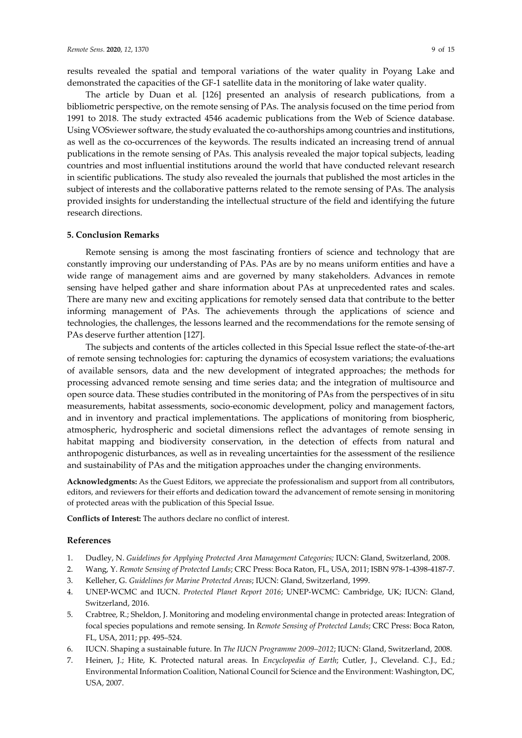results revealed the spatial and temporal variations of the water quality in Poyang Lake and demonstrated the capacities of the GF-1 satellite data in the monitoring of lake water quality.

The article by Duan et al. [126] presented an analysis of research publications, from a bibliometric perspective, on the remote sensing of PAs. The analysis focused on the time period from 1991 to 2018. The study extracted 4546 academic publications from the Web of Science database. Using VOSviewer software, the study evaluated the co-authorships among countries and institutions, as well as the co-occurrences of the keywords. The results indicated an increasing trend of annual publications in the remote sensing of PAs. This analysis revealed the major topical subjects, leading countries and most influential institutions around the world that have conducted relevant research in scientific publications. The study also revealed the journals that published the most articles in the subject of interests and the collaborative patterns related to the remote sensing of PAs. The analysis provided insights for understanding the intellectual structure of the field and identifying the future research directions.

## 5. Conclusion Remarks

Remote sensing is among the most fascinating frontiers of science and technology that are constantly improving our understanding of PAs. PAs are by no means uniform entities and have a wide range of management aims and are governed by many stakeholders. Advances in remote sensing have helped gather and share information about PAs at unprecedented rates and scales. There are many new and exciting applications for remotely sensed data that contribute to the better informing management of PAs. The achievements through the applications of science and technologies, the challenges, the lessons learned and the recommendations for the remote sensing of PAs deserve further attention [127].

The subjects and contents of the articles collected in this Special Issue reflect the state-of-the-art of remote sensing technologies for: capturing the dynamics of ecosystem variations; the evaluations of available sensors, data and the new development of integrated approaches; the methods for processing advanced remote sensing and time series data; and the integration of multisource and open source data. These studies contributed in the monitoring of PAs from the perspectives of in situ measurements, habitat assessments, socio-economic development, policy and management factors, and in inventory and practical implementations. The applications of monitoring from biospheric, atmospheric, hydrospheric and societal dimensions reflect the advantages of remote sensing in habitat mapping and biodiversity conservation, in the detection of effects from natural and anthropogenic disturbances, as well as in revealing uncertainties for the assessment of the resilience and sustainability of PAs and the mitigation approaches under the changing environments.

**Acknowledgments:** As the Guest Editors, we appreciate the professionalism and support from all contributors, editors, and reviewers for their efforts and dedication toward the advancement of remote sensing in monitoring of protected areas with the publication of this Special Issue.

**Conflicts of Interest:** The authors declare no conflict of interest.

## References

1. Dudley, N. *Guidelines for Applying Protected Area Management Categories;* IUCN: Gland, Switzerland, 2008.
2. Wang, Y. *Remote Sensing of Protected Lands*; CRC Press: Boca Raton, FL, USA, 2011; ISBN 978-1-4398-4187-7.
3. Kelleher, G. *Guidelines for Marine Protected Areas*; IUCN: Gland, Switzerland, 1999.
4. UNEP-WCMC and IUCN. *Protected Planet Report 2016*; UNEP-WCMC: Cambridge, UK; IUCN: Gland, Switzerland, 2016.
5. Crabtree, R.; Sheldon, J. Monitoring and modeling environmental change in protected areas: Integration of focal species populations and remote sensing. In *Remote Sensing of Protected Lands*; CRC Press: Boca Raton, FL, USA, 2011; pp. 495–524.
6. IUCN. Shaping a sustainable future. In *The IUCN Programme 2009–2012*; IUCN: Gland, Switzerland, 2008.
7. Heinen, J.; Hite, K. Protected natural areas. In *Encyclopedia of Earth*; Cutler, J., Cleveland. C.J., Ed.; Environmental Information Coalition, National Council for Science and the Environment: Washington, DC, USA, 2007.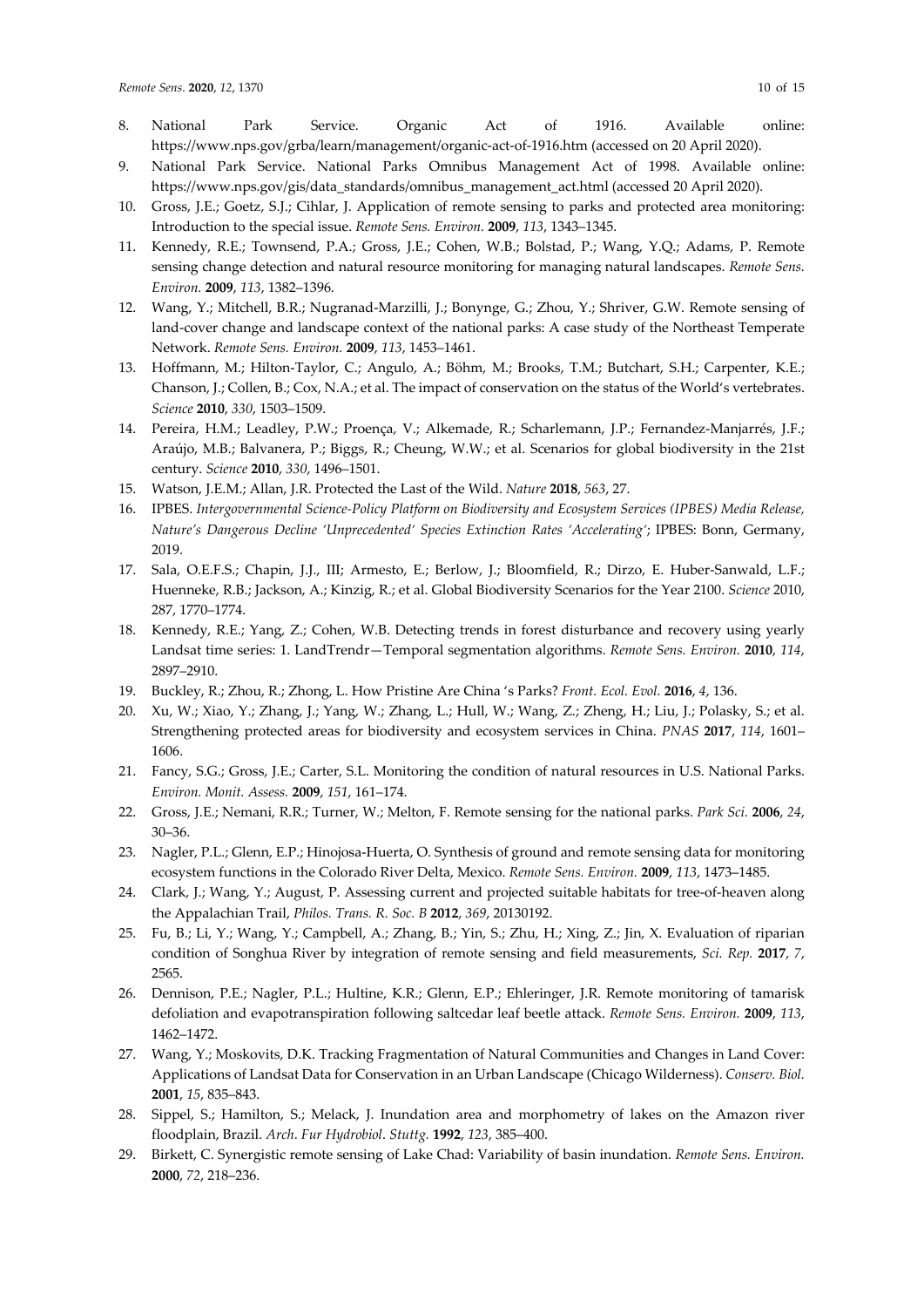8. National Park Service. Organic Act of 1916. Available online: https://www.nps.gov/grba/learn/management/organic-act-of-1916.htm (accessed on 20 April 2020).
9. National Park Service. National Parks Omnibus Management Act of 1998. Available online: https://www.nps.gov/gis/data_standards/omnibus_management_act.html (accessed 20 April 2020).
10. Gross, J.E.; Goetz, S.J.; Cihlar, J. Application of remote sensing to parks and protected area monitoring: Introduction to the special issue. *Remote Sens. Environ.* **2009**, *113*, 1343–1345.
11. Kennedy, R.E.; Townsend, P.A.; Gross, J.E.; Cohen, W.B.; Bolstad, P.; Wang, Y.Q.; Adams, P. Remote sensing change detection and natural resource monitoring for managing natural landscapes. *Remote Sens. Environ.* **2009**, *113*, 1382–1396.
12. Wang, Y.; Mitchell, B.R.; Nugranad-Marzilli, J.; Bonynge, G.; Zhou, Y.; Shriver, G.W. Remote sensing of land-cover change and landscape context of the national parks: A case study of the Northeast Temperate Network. *Remote Sens. Environ.* **2009**, *113*, 1453–1461.
13. Hoffmann, M.; Hilton-Taylor, C.; Angulo, A.; Böhm, M.; Brooks, T.M.; Butchart, S.H.; Carpenter, K.E.; Chanson, J.; Collen, B.; Cox, N.A.; et al. The impact of conservation on the status of the World's vertebrates. *Science* **2010**, *330*, 1503–1509.
14. Pereira, H.M.; Leadley, P.W.; Proença, V.; Alkemade, R.; Scharlemann, J.P.; Fernandez-Manjarrés, J.F.; Araújo, M.B.; Balvanera, P.; Biggs, R.; Cheung, W.W.; et al. Scenarios for global biodiversity in the 21st century. *Science* **2010**, *330*, 1496–1501.
15. Watson, J.E.M.; Allan, J.R. Protected the Last of the Wild. *Nature* **2018**, *563*, 27.
16. IPBES. *Intergovernmental Science-Policy Platform on Biodiversity and Ecosystem Services (IPBES) Media Release, Nature's Dangerous Decline 'Unprecedented' Species Extinction Rates 'Accelerating'*; IPBES: Bonn, Germany, 2019.
17. Sala, O.E.F.S.; Chapin, J.J., III; Armesto, E.; Berlow, J.; Bloomfield, R.; Dirzo, E. Huber-Sanwald, L.F.; Huenneke, R.B.; Jackson, A.; Kinzig, R.; et al. Global Biodiversity Scenarios for the Year 2100. *Science* 2010, 287, 1770–1774.
18. Kennedy, R.E.; Yang, Z.; Cohen, W.B. Detecting trends in forest disturbance and recovery using yearly Landsat time series: 1. LandTrendr—Temporal segmentation algorithms. *Remote Sens. Environ.* **2010**, *114*, 2897–2910.
19. Buckley, R.; Zhou, R.; Zhong, L. How Pristine Are China 's Parks? *Front. Ecol. Evol.* **2016**, *4*, 136.
20. Xu, W.; Xiao, Y.; Zhang, J.; Yang, W.; Zhang, L.; Hull, W.; Wang, Z.; Zheng, H.; Liu, J.; Polasky, S.; et al. Strengthening protected areas for biodiversity and ecosystem services in China. *PNAS* **2017**, *114*, 1601–1606.
21. Fancy, S.G.; Gross, J.E.; Carter, S.L. Monitoring the condition of natural resources in U.S. National Parks. *Environ. Monit. Assess.* **2009**, *151*, 161–174.
22. Gross, J.E.; Nemani, R.R.; Turner, W.; Melton, F. Remote sensing for the national parks. *Park Sci.* **2006**, *24*, 30–36.
23. Nagler, P.L.; Glenn, E.P.; Hinojosa-Huerta, O. Synthesis of ground and remote sensing data for monitoring ecosystem functions in the Colorado River Delta, Mexico. *Remote Sens. Environ.* **2009**, *113*, 1473–1485.
24. Clark, J.; Wang, Y.; August, P. Assessing current and projected suitable habitats for tree-of-heaven along the Appalachian Trail, *Philos. Trans. R. Soc. B* **2012**, *369*, 20130192.
25. Fu, B.; Li, Y.; Wang, Y.; Campbell, A.; Zhang, B.; Yin, S.; Zhu, H.; Xing, Z.; Jin, X. Evaluation of riparian condition of Songhua River by integration of remote sensing and field measurements, *Sci. Rep.* **2017**, *7*, 2565.
26. Dennison, P.E.; Nagler, P.L.; Hultine, K.R.; Glenn, E.P.; Ehleringer, J.R. Remote monitoring of tamarisk defoliation and evapotranspiration following saltcedar leaf beetle attack. *Remote Sens. Environ.* **2009**, *113*, 1462–1472.
27. Wang, Y.; Moskovits, D.K. Tracking Fragmentation of Natural Communities and Changes in Land Cover: Applications of Landsat Data for Conservation in an Urban Landscape (Chicago Wilderness). *Conserv. Biol.* **2001**, *15*, 835–843.
28. Sippel, S.; Hamilton, S.; Melack, J. Inundation area and morphometry of lakes on the Amazon river floodplain, Brazil. *Arch. Fur Hydrobiol. Stuttg.* **1992**, *123*, 385–400.
29. Birkett, C. Synergistic remote sensing of Lake Chad: Variability of basin inundation. *Remote Sens. Environ.* **2000**, *72*, 218–236.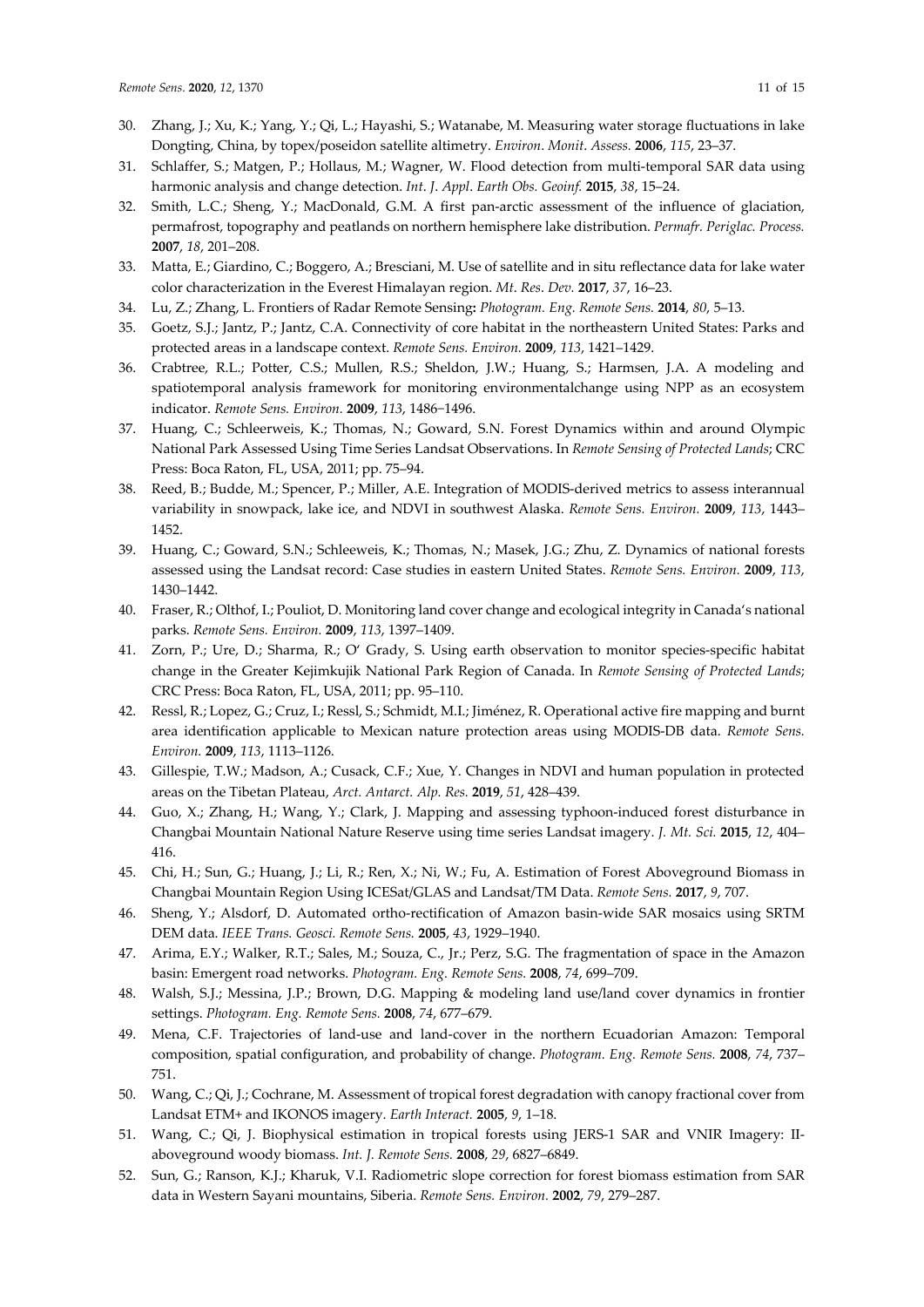30. Zhang, J.; Xu, K.; Yang, Y.; Qi, L.; Hayashi, S.; Watanabe, M. Measuring water storage fluctuations in lake Dongting, China, by topex/poseidon satellite altimetry. *Environ. Monit. Assess.* **2006**, *115*, 23–37.
31. Schlaffer, S.; Matgen, P.; Hollaus, M.; Wagner, W. Flood detection from multi-temporal SAR data using harmonic analysis and change detection. *Int. J. Appl. Earth Obs. Geoinf.* **2015**, *38*, 15–24.
32. Smith, L.C.; Sheng, Y.; MacDonald, G.M. A first pan-arctic assessment of the influence of glaciation, permafrost, topography and peatlands on northern hemisphere lake distribution. *Permafr. Periglac. Process.* **2007**, *18*, 201–208.
33. Matta, E.; Giardino, C.; Boggero, A.; Bresciani, M. Use of satellite and in situ reflectance data for lake water color characterization in the Everest Himalayan region. *Mt. Res. Dev.* **2017**, *37*, 16–23.
34. Lu, Z.; Zhang, L. Frontiers of Radar Remote Sensing**:** *Photogram. Eng. Remote Sens.* **2014**, *80*, 5–13.
35. Goetz, S.J.; Jantz, P.; Jantz, C.A. Connectivity of core habitat in the northeastern United States: Parks and protected areas in a landscape context. *Remote Sens. Environ.* **2009**, *113*, 1421–1429.
36. Crabtree, R.L.; Potter, C.S.; Mullen, R.S.; Sheldon, J.W.; Huang, S.; Harmsen, J.A. A modeling and spatiotemporal analysis framework for monitoring environmentalchange using NPP as an ecosystem indicator. *Remote Sens. Environ.* **2009**, *113*, 1486−1496.
37. Huang, C.; Schleerweis, K.; Thomas, N.; Goward, S.N. Forest Dynamics within and around Olympic National Park Assessed Using Time Series Landsat Observations. In *Remote Sensing of Protected Lands*; CRC Press: Boca Raton, FL, USA, 2011; pp. 75–94.
38. Reed, B.; Budde, M.; Spencer, P.; Miller, A.E. Integration of MODIS-derived metrics to assess interannual variability in snowpack, lake ice, and NDVI in southwest Alaska. *Remote Sens. Environ.* **2009**, *113*, 1443–1452.
39. Huang, C.; Goward, S.N.; Schleeweis, K.; Thomas, N.; Masek, J.G.; Zhu, Z. Dynamics of national forests assessed using the Landsat record: Case studies in eastern United States. *Remote Sens. Environ.* **2009**, *113*, 1430–1442.
40. Fraser, R.; Olthof, I.; Pouliot, D. Monitoring land cover change and ecological integrity in Canada's national parks. *Remote Sens. Environ.* **2009**, *113*, 1397–1409.
41. Zorn, P.; Ure, D.; Sharma, R.; O' Grady, S. Using earth observation to monitor species-specific habitat change in the Greater Kejimkujik National Park Region of Canada. In *Remote Sensing of Protected Lands*; CRC Press: Boca Raton, FL, USA, 2011; pp. 95–110.
42. Ressl, R.; Lopez, G.; Cruz, I.; Ressl, S.; Schmidt, M.I.; Jiménez, R. Operational active fire mapping and burnt area identification applicable to Mexican nature protection areas using MODIS-DB data. *Remote Sens. Environ.* **2009**, *113*, 1113–1126.
43. Gillespie, T.W.; Madson, A.; Cusack, C.F.; Xue, Y. Changes in NDVI and human population in protected areas on the Tibetan Plateau, *Arct. Antarct. Alp. Res.* **2019**, *51*, 428–439.
44. Guo, X.; Zhang, H.; Wang, Y.; Clark, J. Mapping and assessing typhoon-induced forest disturbance in Changbai Mountain National Nature Reserve using time series Landsat imagery. *J. Mt. Sci.* **2015**, *12*, 404–416.
45. Chi, H.; Sun, G.; Huang, J.; Li, R.; Ren, X.; Ni, W.; Fu, A. Estimation of Forest Aboveground Biomass in Changbai Mountain Region Using ICESat/GLAS and Landsat/TM Data. *Remote Sens.* **2017**, *9*, 707.
46. Sheng, Y.; Alsdorf, D. Automated ortho-rectification of Amazon basin-wide SAR mosaics using SRTM DEM data. *IEEE Trans. Geosci. Remote Sens.* **2005**, *43*, 1929–1940.
47. Arima, E.Y.; Walker, R.T.; Sales, M.; Souza, C., Jr.; Perz, S.G. The fragmentation of space in the Amazon basin: Emergent road networks. *Photogram. Eng. Remote Sens.* **2008**, *74*, 699–709.
48. Walsh, S.J.; Messina, J.P.; Brown, D.G. Mapping & modeling land use/land cover dynamics in frontier settings. *Photogram. Eng. Remote Sens.* **2008**, *74*, 677–679.
49. Mena, C.F. Trajectories of land-use and land-cover in the northern Ecuadorian Amazon: Temporal composition, spatial configuration, and probability of change. *Photogram. Eng. Remote Sens.* **2008**, *74*, 737–751.
50. Wang, C.; Qi, J.; Cochrane, M. Assessment of tropical forest degradation with canopy fractional cover from Landsat ETM+ and IKONOS imagery. *Earth Interact.* **2005**, *9*, 1–18.
51. Wang, C.; Qi, J. Biophysical estimation in tropical forests using JERS-1 SAR and VNIR Imagery: II-aboveground woody biomass. *Int. J. Remote Sens.* **2008**, *29*, 6827–6849.
52. Sun, G.; Ranson, K.J.; Kharuk, V.I. Radiometric slope correction for forest biomass estimation from SAR data in Western Sayani mountains, Siberia. *Remote Sens. Environ.* **2002**, *79*, 279–287.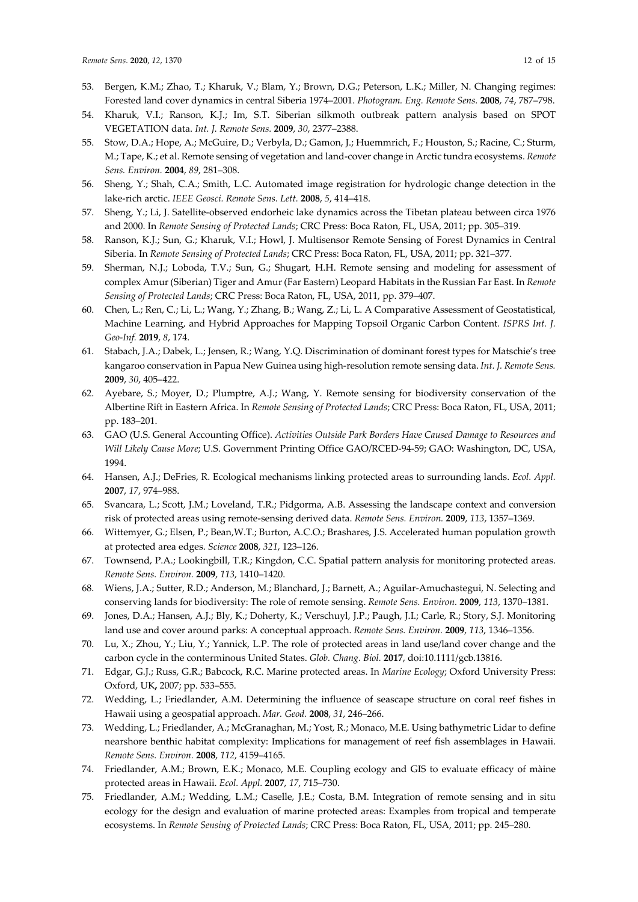53. Bergen, K.M.; Zhao, T.; Kharuk, V.; Blam, Y.; Brown, D.G.; Peterson, L.K.; Miller, N. Changing regimes: Forested land cover dynamics in central Siberia 1974–2001. *Photogram. Eng. Remote Sens.* **2008**, *74*, 787–798.
54. Kharuk, V.I.; Ranson, K.J.; Im, S.T. Siberian silkmoth outbreak pattern analysis based on SPOT VEGETATION data. *Int. J. Remote Sens.* **2009**, *30*, 2377–2388.
55. Stow, D.A.; Hope, A.; McGuire, D.; Verbyla, D.; Gamon, J.; Huemmrich, F.; Houston, S.; Racine, C.; Sturm, M.; Tape, K.; et al. Remote sensing of vegetation and land-cover change in Arctic tundra ecosystems. *Remote Sens. Environ.* **2004**, *89*, 281–308.
56. Sheng, Y.; Shah, C.A.; Smith, L.C. Automated image registration for hydrologic change detection in the lake-rich arctic. *IEEE Geosci. Remote Sens. Lett.* **2008**, *5*, 414–418.
57. Sheng, Y.; Li, J. Satellite-observed endorheic lake dynamics across the Tibetan plateau between circa 1976 and 2000. In *Remote Sensing of Protected Lands*; CRC Press: Boca Raton, FL, USA, 2011; pp. 305–319.
58. Ranson, K.J.; Sun, G.; Kharuk, V.I.; Howl, J. Multisensor Remote Sensing of Forest Dynamics in Central Siberia. In *Remote Sensing of Protected Lands*; CRC Press: Boca Raton, FL, USA, 2011; pp. 321–377.
59. Sherman, N.J.; Loboda, T.V.; Sun, G.; Shugart, H.H. Remote sensing and modeling for assessment of complex Amur (Siberian) Tiger and Amur (Far Eastern) Leopard Habitats in the Russian Far East. In *Remote Sensing of Protected Lands*; CRC Press: Boca Raton, FL, USA, 2011, pp. 379–407.
60. Chen, L.; Ren, C.; Li, L.; Wang, Y.; Zhang, B.; Wang, Z.; Li, L. A Comparative Assessment of Geostatistical, Machine Learning, and Hybrid Approaches for Mapping Topsoil Organic Carbon Content. *ISPRS Int. J. Geo-Inf.* **2019**, *8*, 174.
61. Stabach, J.A.; Dabek, L.; Jensen, R.; Wang, Y.Q. Discrimination of dominant forest types for Matschie's tree kangaroo conservation in Papua New Guinea using high-resolution remote sensing data. *Int. J. Remote Sens.* **2009**, *30*, 405–422.
62. Ayebare, S.; Moyer, D.; Plumptre, A.J.; Wang, Y. Remote sensing for biodiversity conservation of the Albertine Rift in Eastern Africa. In *Remote Sensing of Protected Lands*; CRC Press: Boca Raton, FL, USA, 2011; pp. 183–201.
63. GAO (U.S. General Accounting Office). *Activities Outside Park Borders Have Caused Damage to Resources and Will Likely Cause More*; U.S. Government Printing Office GAO/RCED-94-59; GAO: Washington, DC, USA, 1994.
64. Hansen, A.J.; DeFries, R. Ecological mechanisms linking protected areas to surrounding lands. *Ecol. Appl.* **2007**, *17*, 974–988.
65. Svancara, L.; Scott, J.M.; Loveland, T.R.; Pidgorma, A.B. Assessing the landscape context and conversion risk of protected areas using remote-sensing derived data. *Remote Sens. Environ.* **2009**, *113*, 1357–1369.
66. Wittemyer, G.; Elsen, P.; Bean,W.T.; Burton, A.C.O.; Brashares, J.S. Accelerated human population growth at protected area edges. *Science* **2008**, *321*, 123–126.
67. Townsend, P.A.; Lookingbill, T.R.; Kingdon, C.C. Spatial pattern analysis for monitoring protected areas. *Remote Sens. Environ.* **2009**, *113*, 1410–1420.
68. Wiens, J.A.; Sutter, R.D.; Anderson, M.; Blanchard, J.; Barnett, A.; Aguilar-Amuchastegui, N. Selecting and conserving lands for biodiversity: The role of remote sensing. *Remote Sens. Environ.* **2009**, *113*, 1370–1381.
69. Jones, D.A.; Hansen, A.J.; Bly, K.; Doherty, K.; Verschuyl, J.P.; Paugh, J.I.; Carle, R.; Story, S.J. Monitoring land use and cover around parks: A conceptual approach. *Remote Sens. Environ.* **2009**, *113*, 1346–1356.
70. Lu, X.; Zhou, Y.; Liu, Y.; Yannick, L.P. The role of protected areas in land use/land cover change and the carbon cycle in the conterminous United States. *Glob. Chang. Biol.* **2017**, doi:10.1111/gcb.13816.
71. Edgar, G.J.; Russ, G.R.; Babcock, R.C. Marine protected areas. In *Marine Ecology*; Oxford University Press: Oxford, UK**,** 2007; pp. 533–555.
72. Wedding, L.; Friedlander, A.M. Determining the influence of seascape structure on coral reef fishes in Hawaii using a geospatial approach. *Mar. Geod.* **2008**, *31*, 246–266.
73. Wedding, L.; Friedlander, A.; McGranaghan, M.; Yost, R.; Monaco, M.E. Using bathymetric Lidar to define nearshore benthic habitat complexity: Implications for management of reef fish assemblages in Hawaii. *Remote Sens. Environ.* **2008**, *112*, 4159–4165.
74. Friedlander, A.M.; Brown, E.K.; Monaco, M.E. Coupling ecology and GIS to evaluate efficacy of màine protected areas in Hawaii. *Ecol. Appl.* **2007**, *17*, 715–730.
75. Friedlander, A.M.; Wedding, L.M.; Caselle, J.E.; Costa, B.M. Integration of remote sensing and in situ ecology for the design and evaluation of marine protected areas: Examples from tropical and temperate ecosystems. In *Remote Sensing of Protected Lands*; CRC Press: Boca Raton, FL, USA, 2011; pp. 245–280.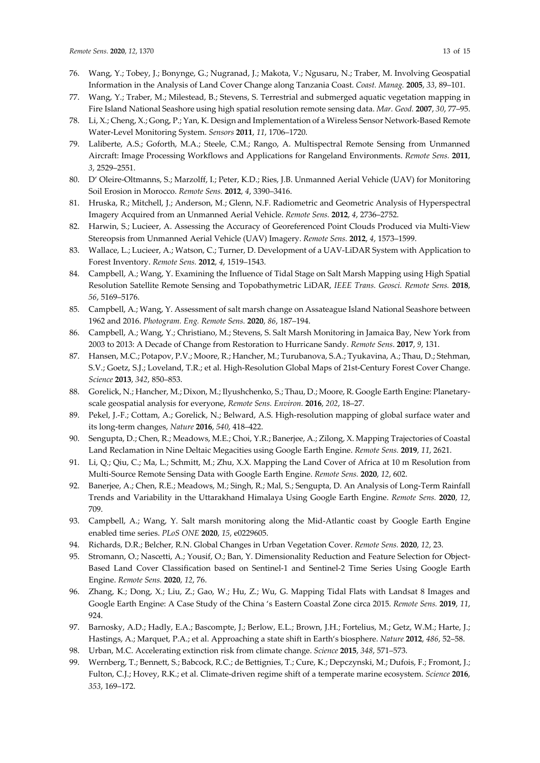76. Wang, Y.; Tobey, J.; Bonynge, G.; Nugranad, J.; Makota, V.; Ngusaru, N.; Traber, M. Involving Geospatial Information in the Analysis of Land Cover Change along Tanzania Coast. *Coast. Manag.* **2005**, *33*, 89–101.
77. Wang, Y.; Traber, M.; Milestead, B.; Stevens, S. Terrestrial and submerged aquatic vegetation mapping in Fire Island National Seashore using high spatial resolution remote sensing data. *Mar. Geod.* **2007**, *30*, 77–95.
78. Li, X.; Cheng, X.; Gong, P.; Yan, K. Design and Implementation of a Wireless Sensor Network-Based Remote Water-Level Monitoring System. *Sensors* **2011**, *11*, 1706–1720.
79. Laliberte, A.S.; Goforth, M.A.; Steele, C.M.; Rango, A. Multispectral Remote Sensing from Unmanned Aircraft: Image Processing Workflows and Applications for Rangeland Environments. *Remote Sens.* **2011**, *3*, 2529–2551.
80. D' Oleire-Oltmanns, S.; Marzolff, I.; Peter, K.D.; Ries, J.B. Unmanned Aerial Vehicle (UAV) for Monitoring Soil Erosion in Morocco. *Remote Sens.* **2012**, *4*, 3390–3416.
81. Hruska, R.; Mitchell, J.; Anderson, M.; Glenn, N.F. Radiometric and Geometric Analysis of Hyperspectral Imagery Acquired from an Unmanned Aerial Vehicle. *Remote Sens.* **2012**, *4*, 2736–2752.
82. Harwin, S.; Lucieer, A. Assessing the Accuracy of Georeferenced Point Clouds Produced via Multi-View Stereopsis from Unmanned Aerial Vehicle (UAV) Imagery. *Remote Sens.* **2012**, *4*, 1573–1599.
83. Wallace, L.; Lucieer, A.; Watson, C.; Turner, D. Development of a UAV-LiDAR System with Application to Forest Inventory. *Remote Sens.* **2012**, *4*, 1519–1543.
84. Campbell, A.; Wang, Y. Examining the Influence of Tidal Stage on Salt Marsh Mapping using High Spatial Resolution Satellite Remote Sensing and Topobathymetric LiDAR, *IEEE Trans. Geosci. Remote Sens.* **2018**, *56*, 5169–5176.
85. Campbell, A.; Wang, Y. Assessment of salt marsh change on Assateague Island National Seashore between 1962 and 2016. *Photogram. Eng. Remote Sens.* **2020**, *86*, 187–194.
86. Campbell, A.; Wang, Y.; Christiano, M.; Stevens, S. Salt Marsh Monitoring in Jamaica Bay, New York from 2003 to 2013: A Decade of Change from Restoration to Hurricane Sandy. *Remote Sens*. **2017**, *9*, 131.
87. Hansen, M.C.; Potapov, P.V.; Moore, R.; Hancher, M.; Turubanova, S.A.; Tyukavina, A.; Thau, D.; Stehman, S.V.; Goetz, S.J.; Loveland, T.R.; et al. High-Resolution Global Maps of 21st-Century Forest Cover Change. *Science* **2013**, *342*, 850–853.
88. Gorelick, N.; Hancher, M.; Dixon, M.; Ilyushchenko, S.; Thau, D.; Moore, R. Google Earth Engine: Planetary-scale geospatial analysis for everyone, *Remote Sens. Environ.* **2016**, *202*, 18–27.
89. Pekel, J.-F.; Cottam, A.; Gorelick, N.; Belward, A.S. High-resolution mapping of global surface water and its long-term changes, *Nature* **2016**, *540*, 418–422.
90. Sengupta, D.; Chen, R.; Meadows, M.E.; Choi, Y.R.; Banerjee, A.; Zilong, X. Mapping Trajectories of Coastal Land Reclamation in Nine Deltaic Megacities using Google Earth Engine. *Remote Sens.* **2019**, *11*, 2621.
91. Li, Q.; Qiu, C.; Ma, L.; Schmitt, M.; Zhu, X.X. Mapping the Land Cover of Africa at 10 m Resolution from Multi-Source Remote Sensing Data with Google Earth Engine. *Remote Sens.* **2020**, *12*, 602.
92. Banerjee, A.; Chen, R.E.; Meadows, M.; Singh, R.; Mal, S.; Sengupta, D. An Analysis of Long-Term Rainfall Trends and Variability in the Uttarakhand Himalaya Using Google Earth Engine. *Remote Sens.* **2020**, *12*, 709.
93. Campbell, A.; Wang, Y. Salt marsh monitoring along the Mid-Atlantic coast by Google Earth Engine enabled time series. *PLoS ONE* **2020**, *15*, e0229605.
94. Richards, D.R.; Belcher, R.N. Global Changes in Urban Vegetation Cover. *Remote Sens.* **2020**, *12*, 23.
95. Stromann, O.; Nascetti, A.; Yousif, O.; Ban, Y. Dimensionality Reduction and Feature Selection for Object-Based Land Cover Classification based on Sentinel-1 and Sentinel-2 Time Series Using Google Earth Engine. *Remote Sens.* **2020**, *12*, 76.
96. Zhang, K.; Dong, X.; Liu, Z.; Gao, W.; Hu, Z.; Wu, G. Mapping Tidal Flats with Landsat 8 Images and Google Earth Engine: A Case Study of the China 's Eastern Coastal Zone circa 2015. *Remote Sens.* **2019**, *11*, 924.
97. Barnosky, A.D.; Hadly, E.A.; Bascompte, J.; Berlow, E.L.; Brown, J.H.; Fortelius, M.; Getz, W.M.; Harte, J.; Hastings, A.; Marquet, P.A.; et al. Approaching a state shift in Earth's biosphere. *Nature* **2012**, *486*, 52–58.
98. Urban, M.C. Accelerating extinction risk from climate change. *Science* **2015**, *348*, 571–573.
99. Wernberg, T.; Bennett, S.; Babcock, R.C.; de Bettignies, T.; Cure, K.; Depczynski, M.; Dufois, F.; Fromont, J.; Fulton, C.J.; Hovey, R.K.; et al. Climate-driven regime shift of a temperate marine ecosystem. *Science* **2016**, *353*, 169–172.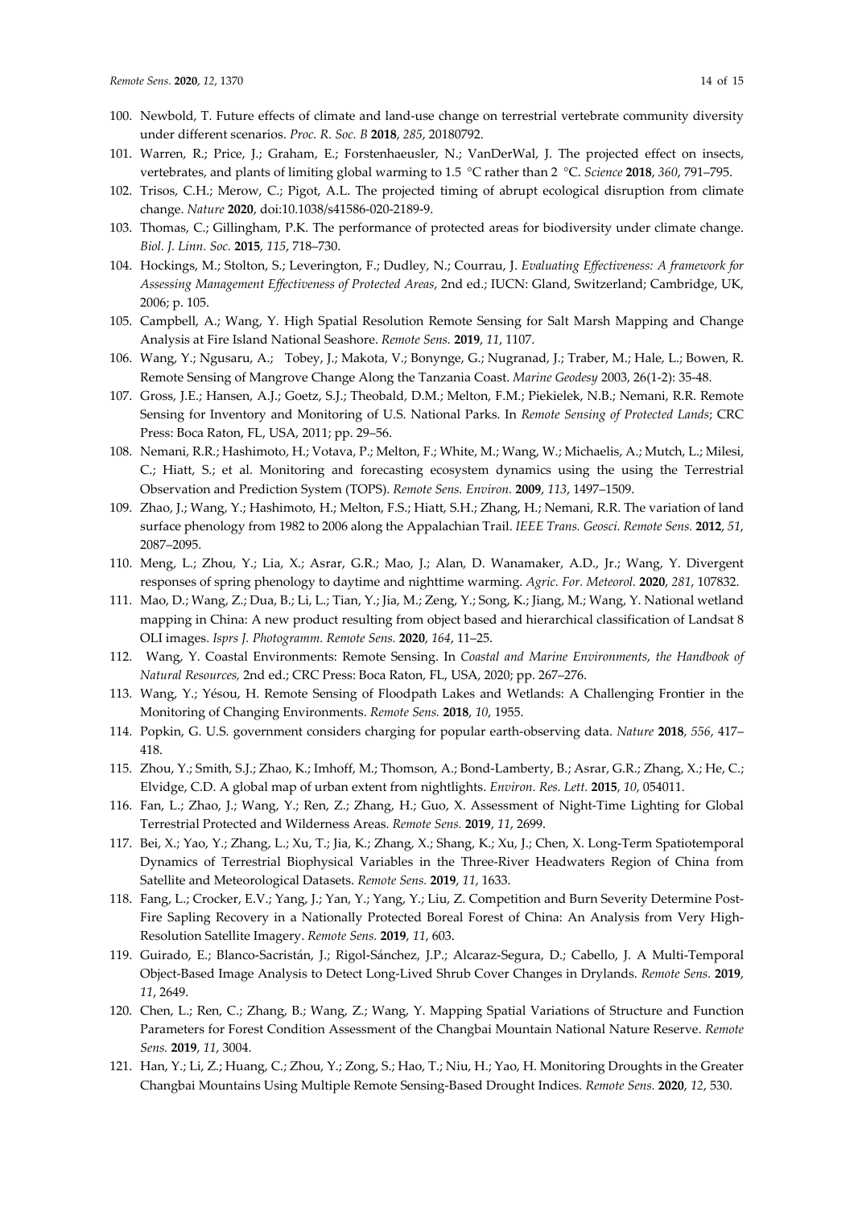100. Newbold, T. Future effects of climate and land-use change on terrestrial vertebrate community diversity under different scenarios. *Proc. R. Soc. B* **2018**, *285*, 20180792.
101. Warren, R.; Price, J.; Graham, E.; Forstenhaeusler, N.; VanDerWal, J. The projected effect on insects, vertebrates, and plants of limiting global warming to 1.5 °C rather than 2 °C. *Science* **2018**, *360*, 791–795.
102. Trisos, C.H.; Merow, C.; Pigot, A.L. The projected timing of abrupt ecological disruption from climate change. *Nature* **2020**, doi:10.1038/s41586-020-2189-9.
103. Thomas, C.; Gillingham, P.K. The performance of protected areas for biodiversity under climate change. *Biol. J. Linn. Soc.* **2015**, *115*, 718–730.
104. Hockings, M.; Stolton, S.; Leverington, F.; Dudley, N.; Courrau, J. *Evaluating Effectiveness: A framework for Assessing Management Effectiveness of Protected Areas*, 2nd ed.; IUCN: Gland, Switzerland; Cambridge, UK, 2006; p. 105.
105. Campbell, A.; Wang, Y. High Spatial Resolution Remote Sensing for Salt Marsh Mapping and Change Analysis at Fire Island National Seashore. *Remote Sens.* **2019**, *11*, 1107.
106. Wang, Y.; Ngusaru, A.; Tobey, J.; Makota, V.; Bonynge, G.; Nugranad, J.; Traber, M.; Hale, L.; Bowen, R. Remote Sensing of Mangrove Change Along the Tanzania Coast. *Marine Geodesy* 2003, 26(1-2): 35-48.
107. Gross, J.E.; Hansen, A.J.; Goetz, S.J.; Theobald, D.M.; Melton, F.M.; Piekielek, N.B.; Nemani, R.R. Remote Sensing for Inventory and Monitoring of U.S. National Parks. In *Remote Sensing of Protected Lands*; CRC Press: Boca Raton, FL, USA, 2011; pp. 29–56.
108. Nemani, R.R.; Hashimoto, H.; Votava, P.; Melton, F.; White, M.; Wang, W.; Michaelis, A.; Mutch, L.; Milesi, C.; Hiatt, S.; et al. Monitoring and forecasting ecosystem dynamics using the using the Terrestrial Observation and Prediction System (TOPS). *Remote Sens. Environ.* **2009**, *113*, 1497–1509.
109. Zhao, J.; Wang, Y.; Hashimoto, H.; Melton, F.S.; Hiatt, S.H.; Zhang, H.; Nemani, R.R. The variation of land surface phenology from 1982 to 2006 along the Appalachian Trail. *IEEE Trans. Geosci. Remote Sens.* **2012**, *51*, 2087–2095.
110. Meng, L.; Zhou, Y.; Lia, X.; Asrar, G.R.; Mao, J.; Alan, D. Wanamaker, A.D., Jr.; Wang, Y. Divergent responses of spring phenology to daytime and nighttime warming. *Agric. For. Meteorol.* **2020**, *281*, 107832.
111. Mao, D.; Wang, Z.; Dua, B.; Li, L.; Tian, Y.; Jia, M.; Zeng, Y.; Song, K.; Jiang, M.; Wang, Y. National wetland mapping in China: A new product resulting from object based and hierarchical classification of Landsat 8 OLI images. *Isprs J. Photogramm. Remote Sens.* **2020**, *164*, 11–25.
112. Wang, Y. Coastal Environments: Remote Sensing. In *Coastal and Marine Environments*, *the Handbook of Natural Resources,* 2nd ed.; CRC Press: Boca Raton, FL, USA, 2020; pp. 267–276.
113. Wang, Y.; Yésou, H. Remote Sensing of Floodpath Lakes and Wetlands: A Challenging Frontier in the Monitoring of Changing Environments. *Remote Sens.* **2018**, *10*, 1955.
114. Popkin, G. U.S. government considers charging for popular earth-observing data. *Nature* **2018**, *556*, 417–418.
115. Zhou, Y.; Smith, S.J.; Zhao, K.; Imhoff, M.; Thomson, A.; Bond-Lamberty, B.; Asrar, G.R.; Zhang, X.; He, C.; Elvidge, C.D. A global map of urban extent from nightlights. *Environ. Res. Lett.* **2015**, *10*, 054011.
116. Fan, L.; Zhao, J.; Wang, Y.; Ren, Z.; Zhang, H.; Guo, X. Assessment of Night-Time Lighting for Global Terrestrial Protected and Wilderness Areas. *Remote Sens.* **2019**, *11*, 2699.
117. Bei, X.; Yao, Y.; Zhang, L.; Xu, T.; Jia, K.; Zhang, X.; Shang, K.; Xu, J.; Chen, X. Long-Term Spatiotemporal Dynamics of Terrestrial Biophysical Variables in the Three-River Headwaters Region of China from Satellite and Meteorological Datasets. *Remote Sens.* **2019**, *11*, 1633.
118. Fang, L.; Crocker, E.V.; Yang, J.; Yan, Y.; Yang, Y.; Liu, Z. Competition and Burn Severity Determine Post-Fire Sapling Recovery in a Nationally Protected Boreal Forest of China: An Analysis from Very High-Resolution Satellite Imagery. *Remote Sens.* **2019**, *11*, 603.
119. Guirado, E.; Blanco-Sacristán, J.; Rigol-Sánchez, J.P.; Alcaraz-Segura, D.; Cabello, J. A Multi-Temporal Object-Based Image Analysis to Detect Long-Lived Shrub Cover Changes in Drylands. *Remote Sens.* **2019**, *11*, 2649.
120. Chen, L.; Ren, C.; Zhang, B.; Wang, Z.; Wang, Y. Mapping Spatial Variations of Structure and Function Parameters for Forest Condition Assessment of the Changbai Mountain National Nature Reserve. *Remote Sens.* **2019**, *11*, 3004.
121. Han, Y.; Li, Z.; Huang, C.; Zhou, Y.; Zong, S.; Hao, T.; Niu, H.; Yao, H. Monitoring Droughts in the Greater Changbai Mountains Using Multiple Remote Sensing-Based Drought Indices. *Remote Sens.* **2020**, *12*, 530.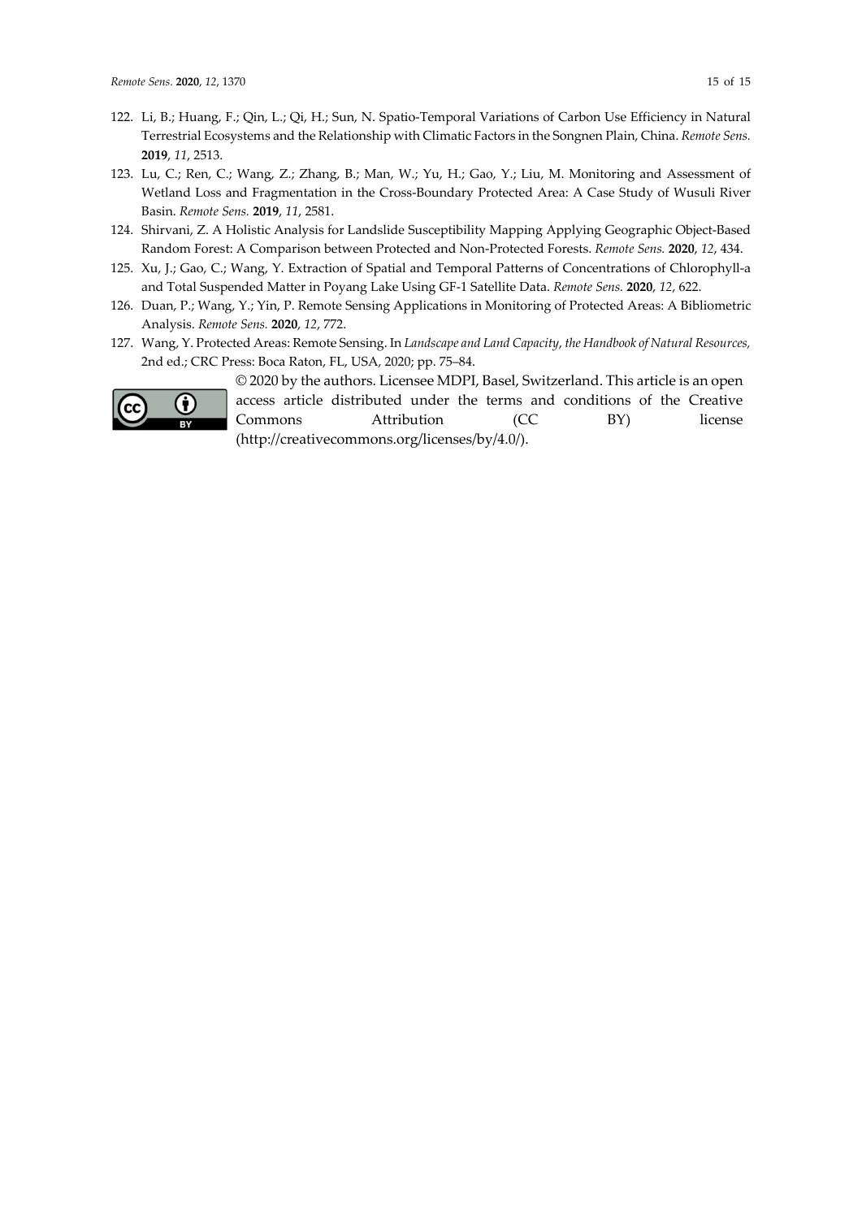122. Li, B.; Huang, F.; Qin, L.; Qi, H.; Sun, N. Spatio-Temporal Variations of Carbon Use Efficiency in Natural Terrestrial Ecosystems and the Relationship with Climatic Factors in the Songnen Plain, China. *Remote Sens.* **2019**, *11*, 2513.
123. Lu, C.; Ren, C.; Wang, Z.; Zhang, B.; Man, W.; Yu, H.; Gao, Y.; Liu, M. Monitoring and Assessment of Wetland Loss and Fragmentation in the Cross-Boundary Protected Area: A Case Study of Wusuli River Basin. *Remote Sens.* **2019**, *11*, 2581.
124. Shirvani, Z. A Holistic Analysis for Landslide Susceptibility Mapping Applying Geographic Object-Based Random Forest: A Comparison between Protected and Non-Protected Forests. *Remote Sens.* **2020**, *12*, 434.
125. Xu, J.; Gao, C.; Wang, Y. Extraction of Spatial and Temporal Patterns of Concentrations of Chlorophyll-a and Total Suspended Matter in Poyang Lake Using GF-1 Satellite Data. *Remote Sens.* **2020**, *12*, 622.
126. Duan, P.; Wang, Y.; Yin, P. Remote Sensing Applications in Monitoring of Protected Areas: A Bibliometric Analysis. *Remote Sens.* **2020**, *12*, 772.
127. Wang, Y. Protected Areas: Remote Sensing. In *Landscape and Land Capacity*, *the Handbook of Natural Resources,* 2nd ed.; CRC Press: Boca Raton, FL, USA, 2020; pp. 75–84.

© 2020 by the authors. Licensee MDPI, Basel, Switzerland. This article is an open access article distributed under the terms and conditions of the Creative Commons Attribution (CC BY) license (http://creativecommons.org/licenses/by/4.0/).